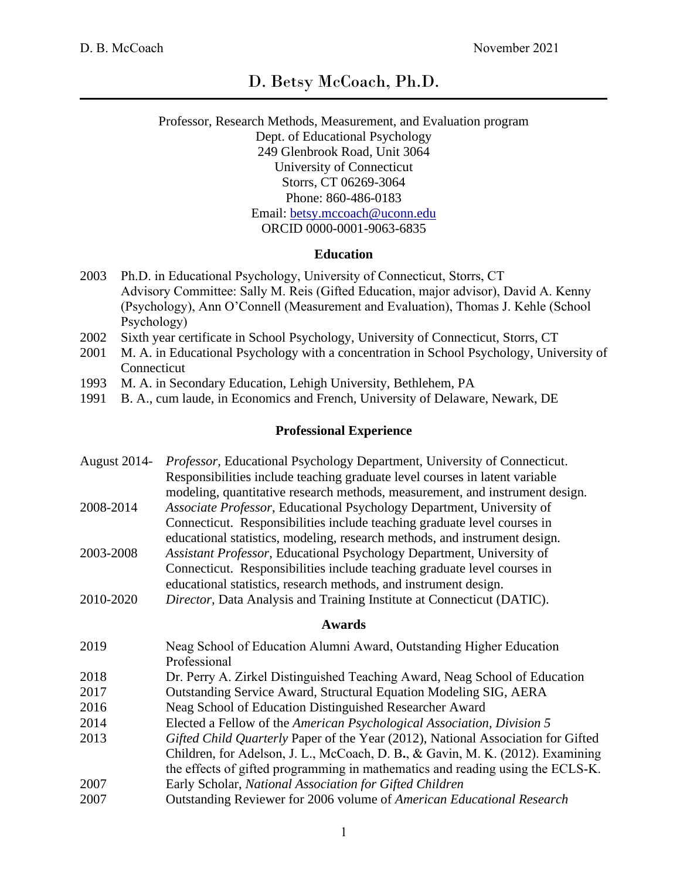# D. Betsy McCoach, Ph.D.

Professor, Research Methods, Measurement, and Evaluation program
Dept. of Educational Psychology
249 Glenbrook Road, Unit 3064
University of Connecticut
Storrs, CT 06269-3064
Phone: 860-486-0183
Email: betsy.mccoach@uconn.edu
ORCID 0000-0001-9063-6835

## Education

2003 Ph.D. in Educational Psychology, University of Connecticut, Storrs, CT
Advisory Committee: Sally M. Reis (Gifted Education, major advisor), David A. Kenny (Psychology), Ann O'Connell (Measurement and Evaluation), Thomas J. Kehle (School Psychology)

2002 Sixth year certificate in School Psychology, University of Connecticut, Storrs, CT

2001 M. A. in Educational Psychology with a concentration in School Psychology, University of Connecticut

1993 M. A. in Secondary Education, Lehigh University, Bethlehem, PA

1991 B. A., cum laude, in Economics and French, University of Delaware, Newark, DE

## Professional Experience

August 2014- *Professor*, Educational Psychology Department, University of Connecticut. Responsibilities include teaching graduate level courses in latent variable modeling, quantitative research methods, measurement, and instrument design.

2008-2014 *Associate Professor*, Educational Psychology Department, University of Connecticut. Responsibilities include teaching graduate level courses in educational statistics, modeling, research methods, and instrument design.

2003-2008 *Assistant Professor*, Educational Psychology Department, University of Connecticut. Responsibilities include teaching graduate level courses in educational statistics, research methods, and instrument design.

2010-2020 *Director*, Data Analysis and Training Institute at Connecticut (DATIC).

## Awards

2019 Neag School of Education Alumni Award, Outstanding Higher Education Professional

2018 Dr. Perry A. Zirkel Distinguished Teaching Award, Neag School of Education

2017 Outstanding Service Award, Structural Equation Modeling SIG, AERA

2016 Neag School of Education Distinguished Researcher Award

2014 Elected a Fellow of the *American Psychological Association, Division 5*

2013 *Gifted Child Quarterly* Paper of the Year (2012), National Association for Gifted Children, for Adelson, J. L., McCoach, D. B., & Gavin, M. K. (2012). Examining the effects of gifted programming in mathematics and reading using the ECLS-K.

2007 Early Scholar, *National Association for Gifted Children*

2007 Outstanding Reviewer for 2006 volume of *American Educational Research*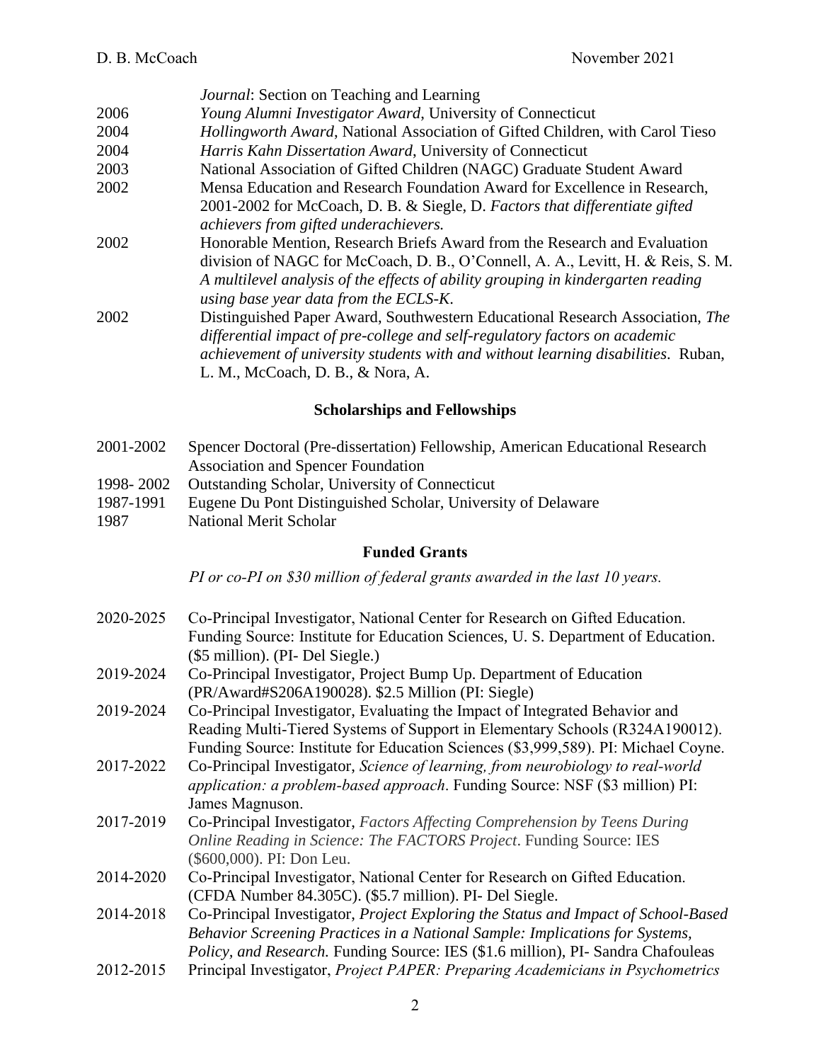*Journal*: Section on Teaching and Learning

2006 *Young Alumni Investigator Award*, University of Connecticut

2004 *Hollingworth Award*, National Association of Gifted Children, with Carol Tieso

2004 *Harris Kahn Dissertation Award*, University of Connecticut

2003 National Association of Gifted Children (NAGC) Graduate Student Award

2002 Mensa Education and Research Foundation Award for Excellence in Research, 2001-2002 for McCoach, D. B. & Siegle, D. *Factors that differentiate gifted achievers from gifted underachievers.*

2002 Honorable Mention, Research Briefs Award from the Research and Evaluation division of NAGC for McCoach, D. B., O'Connell, A. A., Levitt, H. & Reis, S. M. *A multilevel analysis of the effects of ability grouping in kindergarten reading using base year data from the ECLS-K*.

2002 Distinguished Paper Award, Southwestern Educational Research Association, *The differential impact of pre-college and self-regulatory factors on academic achievement of university students with and without learning disabilities*. Ruban, L. M., McCoach, D. B., & Nora, A.

## Scholarships and Fellowships

2001-2002 Spencer Doctoral (Pre-dissertation) Fellowship, American Educational Research Association and Spencer Foundation

1998- 2002 Outstanding Scholar, University of Connecticut

1987-1991 Eugene Du Pont Distinguished Scholar, University of Delaware

1987 National Merit Scholar

## Funded Grants

*PI or co-PI on $30 million of federal grants awarded in the last 10 years.*

2020-2025 Co-Principal Investigator, National Center for Research on Gifted Education. Funding Source: Institute for Education Sciences, U. S. Department of Education. ($5 million). (PI- Del Siegle.)

2019-2024 Co-Principal Investigator, Project Bump Up. Department of Education (PR/Award#S206A190028). $2.5 Million (PI: Siegle)

2019-2024 Co-Principal Investigator, Evaluating the Impact of Integrated Behavior and Reading Multi-Tiered Systems of Support in Elementary Schools (R324A190012). Funding Source: Institute for Education Sciences ($3,999,589). PI: Michael Coyne.

2017-2022 Co-Principal Investigator, *Science of learning, from neurobiology to real-world application: a problem-based approach*. Funding Source: NSF ($3 million) PI: James Magnuson.

2017-2019 Co-Principal Investigator, *Factors Affecting Comprehension by Teens During Online Reading in Science: The FACTORS Project*. Funding Source: IES ($600,000). PI: Don Leu.

2014-2020 Co-Principal Investigator, National Center for Research on Gifted Education. (CFDA Number 84.305C). ($5.7 million). PI- Del Siegle.

2014-2018 Co-Principal Investigator, *Project Exploring the Status and Impact of School-Based Behavior Screening Practices in a National Sample: Implications for Systems, Policy, and Research.* Funding Source: IES ($1.6 million), PI- Sandra Chafouleas

2012-2015 Principal Investigator, *Project PAPER: Preparing Academicians in Psychometrics*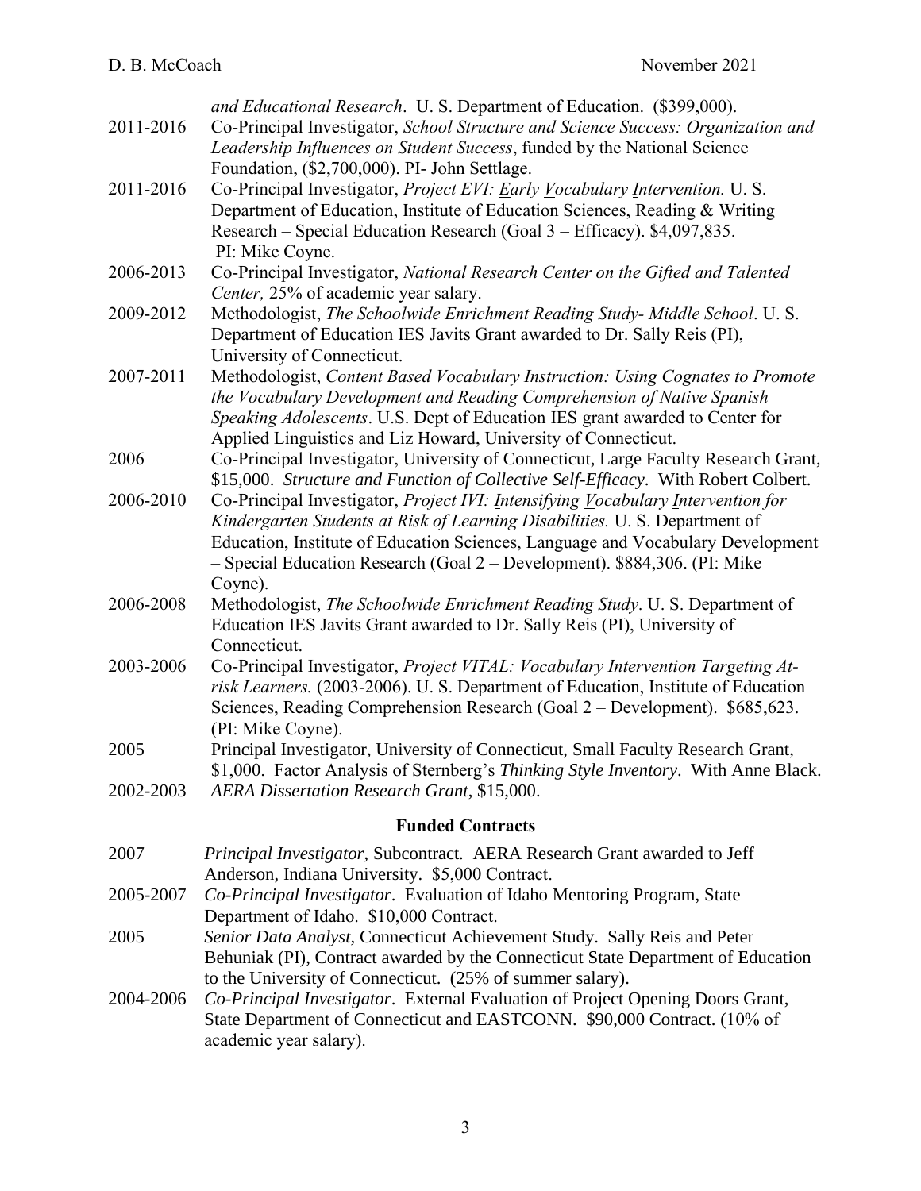*and Educational Research*. U. S. Department of Education. ($399,000).

2011-2016 Co-Principal Investigator, *School Structure and Science Success: Organization and Leadership Influences on Student Success*, funded by the National Science Foundation, ($2,700,000). PI- John Settlage.

2011-2016 Co-Principal Investigator, *Project EVI: Early Vocabulary Intervention.* U. S. Department of Education, Institute of Education Sciences, Reading & Writing Research – Special Education Research (Goal 3 – Efficacy). $4,097,835. PI: Mike Coyne.

2006-2013 Co-Principal Investigator, *National Research Center on the Gifted and Talented Center,* 25% of academic year salary.

2009-2012 Methodologist, *The Schoolwide Enrichment Reading Study- Middle School*. U. S. Department of Education IES Javits Grant awarded to Dr. Sally Reis (PI), University of Connecticut.

2007-2011 Methodologist, *Content Based Vocabulary Instruction: Using Cognates to Promote the Vocabulary Development and Reading Comprehension of Native Spanish Speaking Adolescents*. U.S. Dept of Education IES grant awarded to Center for Applied Linguistics and Liz Howard, University of Connecticut.

2006 Co-Principal Investigator, University of Connecticut, Large Faculty Research Grant, $15,000. *Structure and Function of Collective Self-Efficacy*. With Robert Colbert.

2006-2010 Co-Principal Investigator, *Project IVI: Intensifying Vocabulary Intervention for Kindergarten Students at Risk of Learning Disabilities.* U. S. Department of Education, Institute of Education Sciences, Language and Vocabulary Development – Special Education Research (Goal 2 – Development). $884,306. (PI: Mike Coyne).

2006-2008 Methodologist, *The Schoolwide Enrichment Reading Study*. U. S. Department of Education IES Javits Grant awarded to Dr. Sally Reis (PI), University of Connecticut.

2003-2006 Co-Principal Investigator, *Project VITAL: Vocabulary Intervention Targeting At-risk Learners.* (2003-2006). U. S. Department of Education, Institute of Education Sciences, Reading Comprehension Research (Goal 2 – Development). $685,623. (PI: Mike Coyne).

2005 Principal Investigator, University of Connecticut, Small Faculty Research Grant, $1,000. Factor Analysis of Sternberg's *Thinking Style Inventory*. With Anne Black.

2002-2003 *AERA Dissertation Research Grant*, $15,000.

### Funded Contracts

2007 *Principal Investigator,* Subcontract. AERA Research Grant awarded to Jeff Anderson, Indiana University. $5,000 Contract.

2005-2007 *Co-Principal Investigator*. Evaluation of Idaho Mentoring Program, State Department of Idaho. $10,000 Contract.

2005 *Senior Data Analyst,* Connecticut Achievement Study. Sally Reis and Peter Behuniak (PI), Contract awarded by the Connecticut State Department of Education to the University of Connecticut. (25% of summer salary).

2004-2006 *Co-Principal Investigator*. External Evaluation of Project Opening Doors Grant, State Department of Connecticut and EASTCONN. $90,000 Contract. (10% of academic year salary).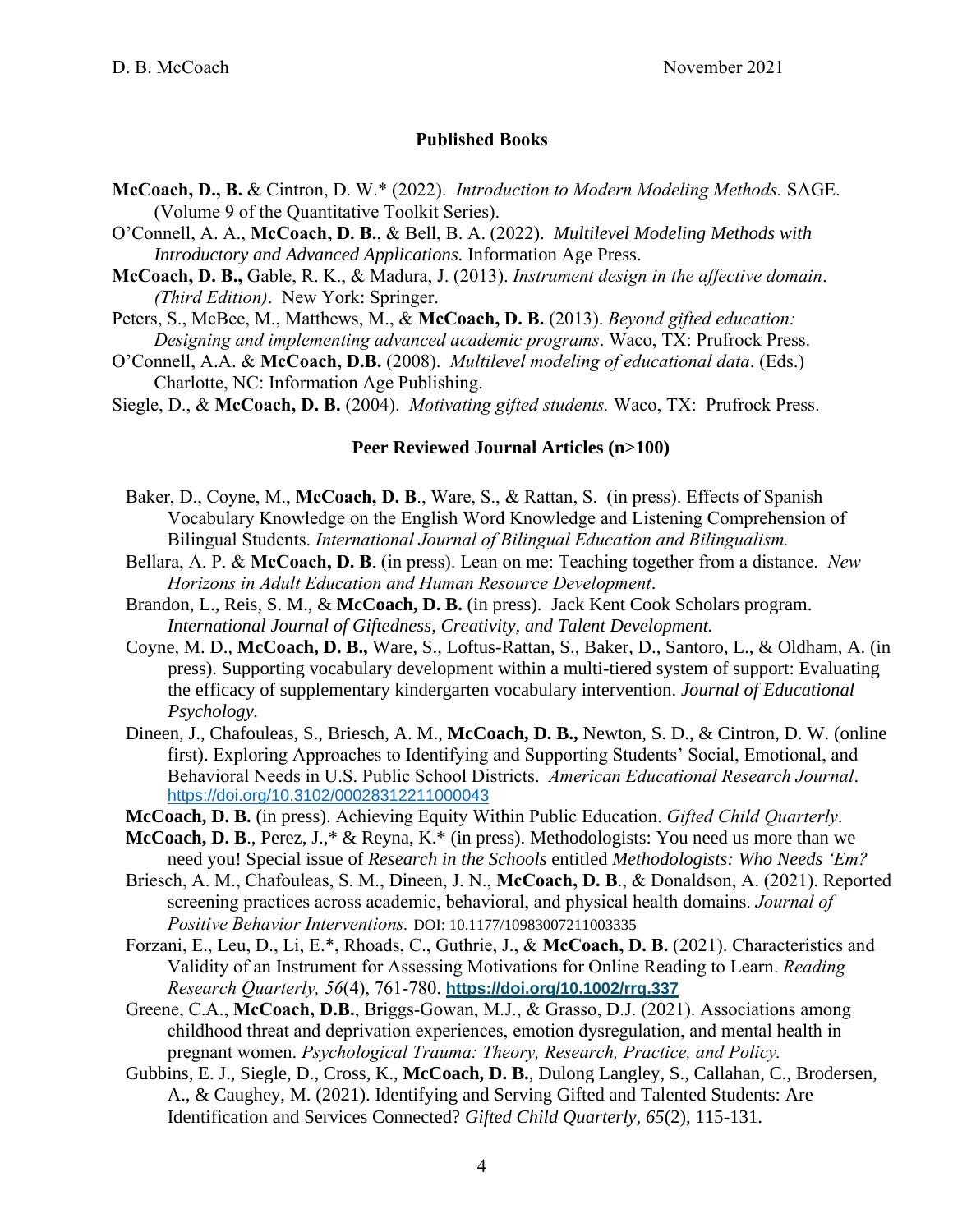## Published Books

**McCoach, D., B.** & Cintron, D. W.* (2022). *Introduction to Modern Modeling Methods.* SAGE. (Volume 9 of the Quantitative Toolkit Series).

O'Connell, A. A., **McCoach, D. B.**, & Bell, B. A. (2022). *Multilevel Modeling Methods with Introductory and Advanced Applications.* Information Age Press.

**McCoach, D. B.,** Gable, R. K., & Madura, J. (2013). *Instrument design in the affective domain. (Third Edition)*. New York: Springer.

Peters, S., McBee, M., Matthews, M., & **McCoach, D. B.** (2013). *Beyond gifted education: Designing and implementing advanced academic programs*. Waco, TX: Prufrock Press.

O'Connell, A.A. & **McCoach, D.B.** (2008). *Multilevel modeling of educational data*. (Eds.) Charlotte, NC: Information Age Publishing.

Siegle, D., & **McCoach, D. B.** (2004). *Motivating gifted students.* Waco, TX: Prufrock Press.

## Peer Reviewed Journal Articles (n>100)

Baker, D., Coyne, M., **McCoach, D. B**., Ware, S., & Rattan, S. (in press). Effects of Spanish Vocabulary Knowledge on the English Word Knowledge and Listening Comprehension of Bilingual Students. *International Journal of Bilingual Education and Bilingualism.*

Bellara, A. P. & **McCoach, D. B**. (in press). Lean on me: Teaching together from a distance. *New Horizons in Adult Education and Human Resource Development*.

Brandon, L., Reis, S. M., & **McCoach, D. B.** (in press). Jack Kent Cook Scholars program. *International Journal of Giftedness, Creativity, and Talent Development.*

Coyne, M. D., **McCoach, D. B.,** Ware, S., Loftus-Rattan, S., Baker, D., Santoro, L., & Oldham, A. (in press). Supporting vocabulary development within a multi-tiered system of support: Evaluating the efficacy of supplementary kindergarten vocabulary intervention. *Journal of Educational Psychology.*

Dineen, J., Chafouleas, S., Briesch, A. M., **McCoach, D. B.,** Newton, S. D., & Cintron, D. W. (online first). Exploring Approaches to Identifying and Supporting Students' Social, Emotional, and Behavioral Needs in U.S. Public School Districts. *American Educational Research Journal*. https://doi.org/10.3102/00028312211000043

**McCoach, D. B.** (in press). Achieving Equity Within Public Education. *Gifted Child Quarterly*.

**McCoach, D. B**., Perez, J.,* & Reyna, K.* (in press). Methodologists: You need us more than we need you! Special issue of *Research in the Schools* entitled *Methodologists: Who Needs 'Em?*

Briesch, A. M., Chafouleas, S. M., Dineen, J. N., **McCoach, D. B**., & Donaldson, A. (2021). Reported screening practices across academic, behavioral, and physical health domains. *Journal of Positive Behavior Interventions.* DOI: 10.1177/10983007211003335

Forzani, E., Leu, D., Li, E.*, Rhoads, C., Guthrie, J., & **McCoach, D. B.** (2021). Characteristics and Validity of an Instrument for Assessing Motivations for Online Reading to Learn. *Reading Research Quarterly, 56*(4), 761-780. **https://doi.org/10.1002/rrq.337**

Greene, C.A., **McCoach, D.B.**, Briggs-Gowan, M.J., & Grasso, D.J. (2021). Associations among childhood threat and deprivation experiences, emotion dysregulation, and mental health in pregnant women. *Psychological Trauma: Theory, Research, Practice, and Policy.*

Gubbins, E. J., Siegle, D., Cross, K., **McCoach, D. B.**, Dulong Langley, S., Callahan, C., Brodersen, A., & Caughey, M. (2021). Identifying and Serving Gifted and Talented Students: Are Identification and Services Connected? *Gifted Child Quarterly, 65*(2), 115-131.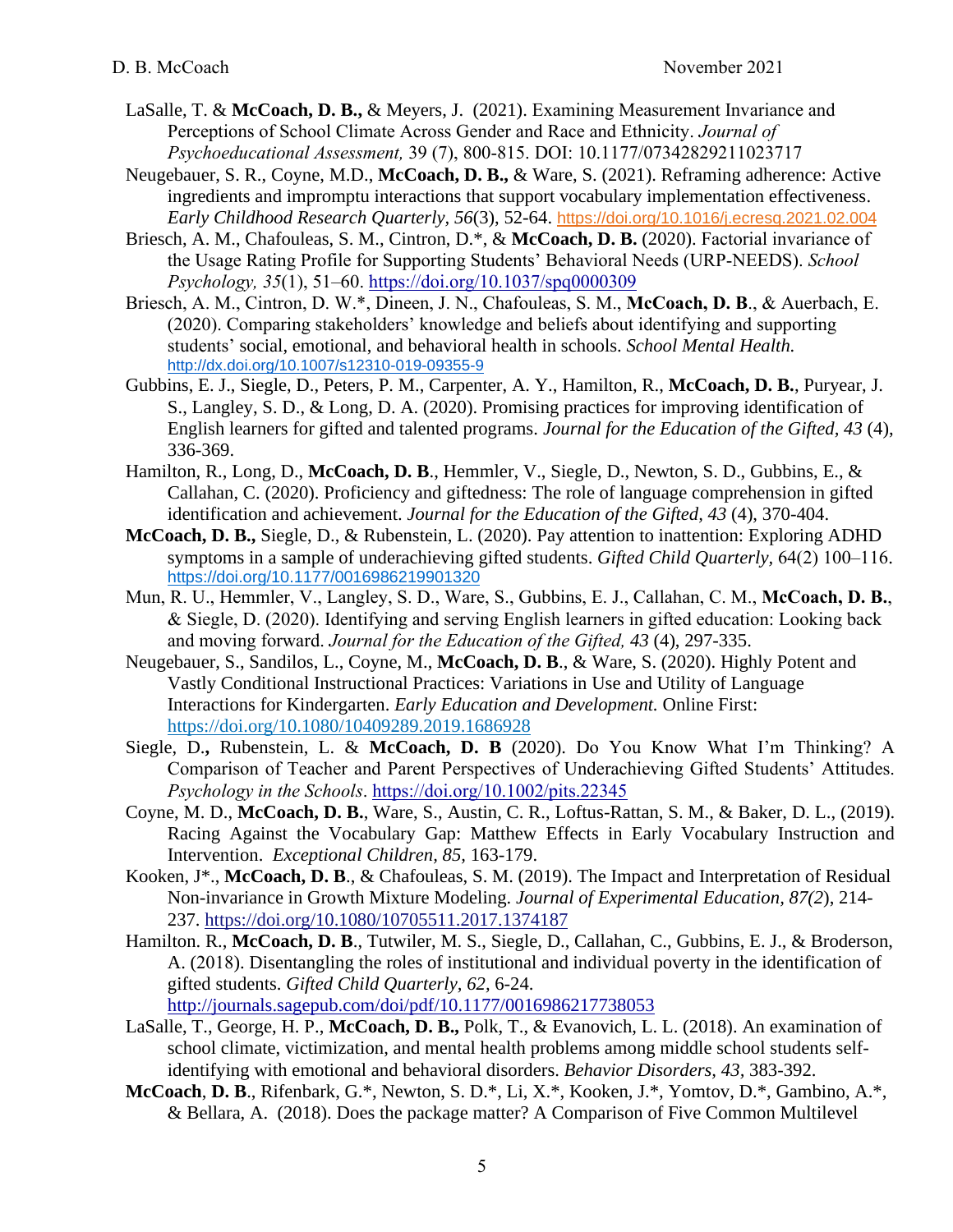LaSalle, T. & **McCoach, D. B.,** & Meyers, J. (2021). Examining Measurement Invariance and Perceptions of School Climate Across Gender and Race and Ethnicity. *Journal of Psychoeducational Assessment,* 39 (7), 800-815. DOI: 10.1177/07342829211023717

Neugebauer, S. R., Coyne, M.D., **McCoach, D. B.,** & Ware, S. (2021). Reframing adherence: Active ingredients and impromptu interactions that support vocabulary implementation effectiveness. *Early Childhood Research Quarterly, 56*(3), 52-64. https://doi.org/10.1016/j.ecresq.2021.02.004

Briesch, A. M., Chafouleas, S. M., Cintron, D.*, & **McCoach, D. B.** (2020). Factorial invariance of the Usage Rating Profile for Supporting Students' Behavioral Needs (URP-NEEDS). *School Psychology, 35*(1), 51–60. https://doi.org/10.1037/spq0000309

Briesch, A. M., Cintron, D. W.*, Dineen, J. N., Chafouleas, S. M., **McCoach, D. B**., & Auerbach, E. (2020). Comparing stakeholders' knowledge and beliefs about identifying and supporting students' social, emotional, and behavioral health in schools. *School Mental Health.* http://dx.doi.org/10.1007/s12310-019-09355-9

Gubbins, E. J., Siegle, D., Peters, P. M., Carpenter, A. Y., Hamilton, R., **McCoach, D. B.**, Puryear, J. S., Langley, S. D., & Long, D. A. (2020). Promising practices for improving identification of English learners for gifted and talented programs. *Journal for the Education of the Gifted, 43* (4), 336-369.

Hamilton, R., Long, D., **McCoach, D. B**., Hemmler, V., Siegle, D., Newton, S. D., Gubbins, E., & Callahan, C. (2020). Proficiency and giftedness: The role of language comprehension in gifted identification and achievement. *Journal for the Education of the Gifted, 43* (4), 370-404.

**McCoach, D. B.,** Siegle, D., & Rubenstein, L. (2020). Pay attention to inattention: Exploring ADHD symptoms in a sample of underachieving gifted students. *Gifted Child Quarterly,* 64(2) 100–116. https://doi.org/10.1177/0016986219901320

Mun, R. U., Hemmler, V., Langley, S. D., Ware, S., Gubbins, E. J., Callahan, C. M., **McCoach, D. B.**, & Siegle, D. (2020). Identifying and serving English learners in gifted education: Looking back and moving forward. *Journal for the Education of the Gifted, 43* (4), 297-335.

Neugebauer, S., Sandilos, L., Coyne, M., **McCoach, D. B**., & Ware, S. (2020). Highly Potent and Vastly Conditional Instructional Practices: Variations in Use and Utility of Language Interactions for Kindergarten. *Early Education and Development.* Online First: https://doi.org/10.1080/10409289.2019.1686928

Siegle, D.**,** Rubenstein, L. & **McCoach, D. B** (2020). Do You Know What I'm Thinking? A Comparison of Teacher and Parent Perspectives of Underachieving Gifted Students' Attitudes. *Psychology in the Schools*. https://doi.org/10.1002/pits.22345

Coyne, M. D., **McCoach, D. B.**, Ware, S., Austin, C. R., Loftus-Rattan, S. M., & Baker, D. L., (2019). Racing Against the Vocabulary Gap: Matthew Effects in Early Vocabulary Instruction and Intervention. *Exceptional Children, 85,* 163-179.

Kooken, J*., **McCoach, D. B**., & Chafouleas, S. M. (2019). The Impact and Interpretation of Residual Non-invariance in Growth Mixture Modeling. *Journal of Experimental Education, 87(2*), 214-237. https://doi.org/10.1080/10705511.2017.1374187

Hamilton. R., **McCoach, D. B**., Tutwiler, M. S., Siegle, D., Callahan, C., Gubbins, E. J., & Broderson, A. (2018). Disentangling the roles of institutional and individual poverty in the identification of gifted students. *Gifted Child Quarterly, 62*, 6-24. http://journals.sagepub.com/doi/pdf/10.1177/0016986217738053

LaSalle, T., George, H. P., **McCoach, D. B.,** Polk, T., & Evanovich, L. L. (2018). An examination of school climate, victimization, and mental health problems among middle school students self-identifying with emotional and behavioral disorders. *Behavior Disorders, 43,* 383-392.

**McCoach**, **D. B**., Rifenbark, G.*, Newton, S. D.*, Li, X.*, Kooken, J.*, Yomtov, D.*, Gambino, A.*, & Bellara, A. (2018). Does the package matter? A Comparison of Five Common Multilevel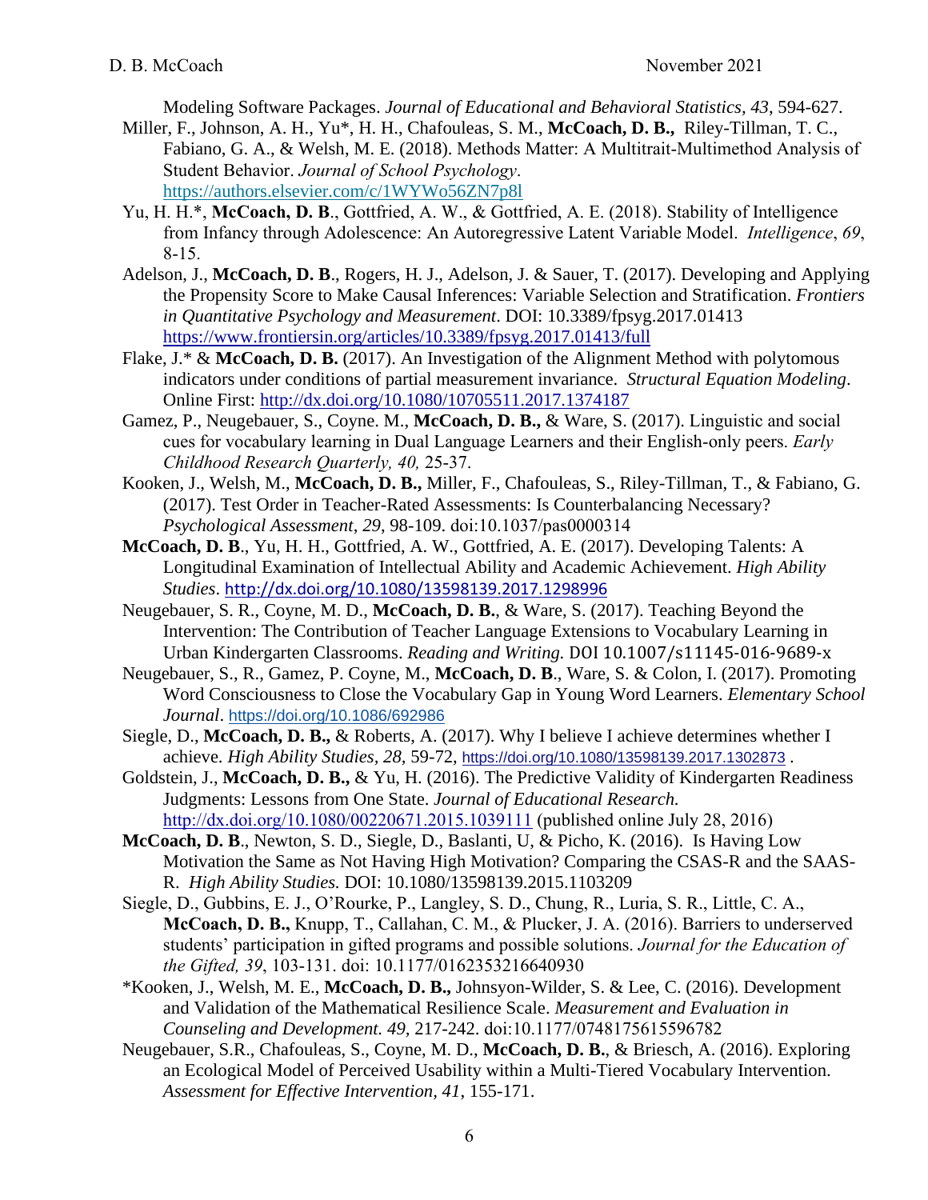Modeling Software Packages. *Journal of Educational and Behavioral Statistics, 43*, 594-627.

Miller, F., Johnson, A. H., Yu*, H. H., Chafouleas, S. M., **McCoach, D. B.,** Riley-Tillman, T. C., Fabiano, G. A., & Welsh, M. E. (2018). Methods Matter: A Multitrait-Multimethod Analysis of Student Behavior. *Journal of School Psychology*. https://authors.elsevier.com/c/1WYWo56ZN7p8l

Yu, H. H.*, **McCoach, D. B**., Gottfried, A. W., & Gottfried, A. E. (2018). Stability of Intelligence from Infancy through Adolescence: An Autoregressive Latent Variable Model. *Intelligence*, *69*, 8-15.

Adelson, J., **McCoach, D. B**., Rogers, H. J., Adelson, J. & Sauer, T. (2017). Developing and Applying the Propensity Score to Make Causal Inferences: Variable Selection and Stratification. *Frontiers in Quantitative Psychology and Measurement*. DOI: 10.3389/fpsyg.2017.01413 https://www.frontiersin.org/articles/10.3389/fpsyg.2017.01413/full

Flake, J.* & **McCoach, D. B.** (2017). An Investigation of the Alignment Method with polytomous indicators under conditions of partial measurement invariance. *Structural Equation Modeling*. Online First: http://dx.doi.org/10.1080/10705511.2017.1374187

Gamez, P., Neugebauer, S., Coyne. M., **McCoach, D. B.,** & Ware, S. (2017). Linguistic and social cues for vocabulary learning in Dual Language Learners and their English-only peers. *Early Childhood Research Quarterly, 40,* 25-37.

Kooken, J., Welsh, M., **McCoach, D. B.,** Miller, F., Chafouleas, S., Riley-Tillman, T., & Fabiano, G. (2017). Test Order in Teacher-Rated Assessments: Is Counterbalancing Necessary? *Psychological Assessment*, *29*, 98-109. doi:10.1037/pas0000314

**McCoach, D. B**., Yu, H. H., Gottfried, A. W., Gottfried, A. E. (2017). Developing Talents: A Longitudinal Examination of Intellectual Ability and Academic Achievement. *High Ability Studies*. http://dx.doi.org/10.1080/13598139.2017.1298996

Neugebauer, S. R., Coyne, M. D., **McCoach, D. B.**, & Ware, S. (2017). Teaching Beyond the Intervention: The Contribution of Teacher Language Extensions to Vocabulary Learning in Urban Kindergarten Classrooms. *Reading and Writing.* DOI 10.1007/s11145-016-9689-x

Neugebauer, S., R., Gamez, P. Coyne, M., **McCoach, D. B**., Ware, S. & Colon, I. (2017). Promoting Word Consciousness to Close the Vocabulary Gap in Young Word Learners. *Elementary School Journal*. https://doi.org/10.1086/692986

Siegle, D., **McCoach, D. B.,** & Roberts, A. (2017). Why I believe I achieve determines whether I achieve. *High Ability Studies, 28,* 59-72, https://doi.org/10.1080/13598139.2017.1302873 .

Goldstein, J., **McCoach, D. B.,** & Yu, H. (2016). The Predictive Validity of Kindergarten Readiness Judgments: Lessons from One State. *Journal of Educational Research.* http://dx.doi.org/10.1080/00220671.2015.1039111 (published online July 28, 2016)

**McCoach, D. B**., Newton, S. D., Siegle, D., Baslanti, U, & Picho, K. (2016). Is Having Low Motivation the Same as Not Having High Motivation? Comparing the CSAS-R and the SAAS-R. *High Ability Studies.* DOI: 10.1080/13598139.2015.1103209

Siegle, D., Gubbins, E. J., O'Rourke, P., Langley, S. D., Chung, R., Luria, S. R., Little, C. A., **McCoach, D. B.,** Knupp, T., Callahan, C. M., & Plucker, J. A. (2016). Barriers to underserved students' participation in gifted programs and possible solutions. *Journal for the Education of the Gifted, 39*, 103-131. doi: 10.1177/0162353216640930

*Kooken, J., Welsh, M. E., **McCoach, D. B.,** Johnsyon-Wilder, S. & Lee, C. (2016). Development and Validation of the Mathematical Resilience Scale. *Measurement and Evaluation in Counseling and Development. 49,* 217-242. doi:10.1177/0748175615596782

Neugebauer, S.R., Chafouleas, S., Coyne, M. D., **McCoach, D. B.**, & Briesch, A. (2016). Exploring an Ecological Model of Perceived Usability within a Multi-Tiered Vocabulary Intervention. *Assessment for Effective Intervention*, *41*, 155-171.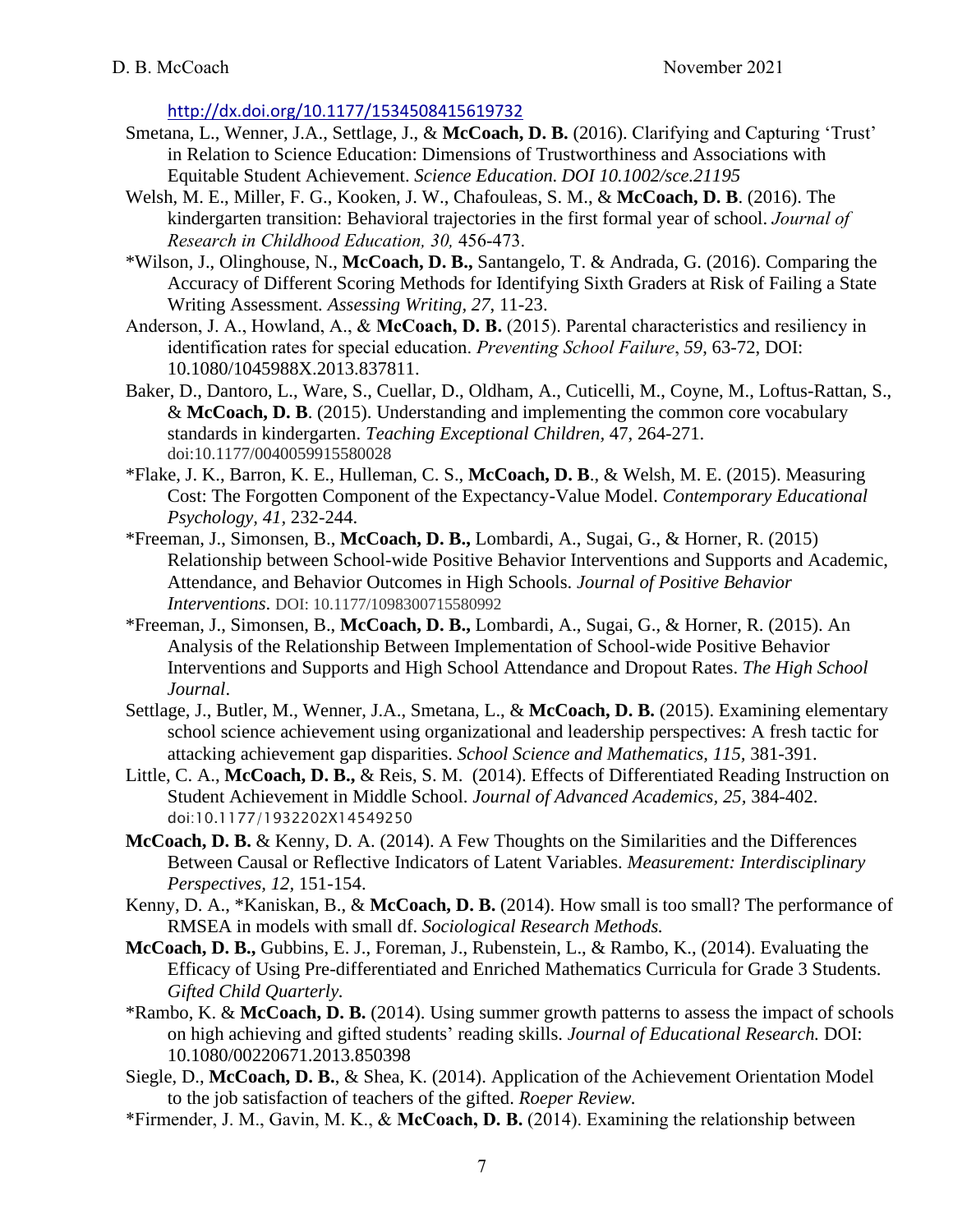http://dx.doi.org/10.1177/1534508415619732

Smetana, L., Wenner, J.A., Settlage, J., & **McCoach, D. B.** (2016). Clarifying and Capturing 'Trust' in Relation to Science Education: Dimensions of Trustworthiness and Associations with Equitable Student Achievement. *Science Education. DOI 10.1002/sce.21195*

Welsh, M. E., Miller, F. G., Kooken, J. W., Chafouleas, S. M., & **McCoach, D. B**. (2016). The kindergarten transition: Behavioral trajectories in the first formal year of school. *Journal of Research in Childhood Education, 30,* 456-473.

*Wilson, J., Olinghouse, N., **McCoach, D. B.,** Santangelo, T. & Andrada, G. (2016). Comparing the Accuracy of Different Scoring Methods for Identifying Sixth Graders at Risk of Failing a State Writing Assessment. *Assessing Writing, 27*, 11-23.

Anderson, J. A., Howland, A., & **McCoach, D. B.** (2015). Parental characteristics and resiliency in identification rates for special education. *Preventing School Failure*, *59*, 63-72, DOI: 10.1080/1045988X.2013.837811.

Baker, D., Dantoro, L., Ware, S., Cuellar, D., Oldham, A., Cuticelli, M., Coyne, M., Loftus-Rattan, S., & **McCoach, D. B**. (2015). Understanding and implementing the common core vocabulary standards in kindergarten. *Teaching Exceptional Children,* 47, 264-271. doi:10.1177/0040059915580028

*Flake, J. K., Barron, K. E., Hulleman, C. S., **McCoach, D. B**., & Welsh, M. E. (2015). Measuring Cost: The Forgotten Component of the Expectancy-Value Model. *Contemporary Educational Psychology, 41,* 232-244.

*Freeman, J., Simonsen, B., **McCoach, D. B.,** Lombardi, A., Sugai, G., & Horner, R. (2015) Relationship between School-wide Positive Behavior Interventions and Supports and Academic, Attendance, and Behavior Outcomes in High Schools. *Journal of Positive Behavior Interventions*. DOI: 10.1177/1098300715580992

*Freeman, J., Simonsen, B., **McCoach, D. B.,** Lombardi, A., Sugai, G., & Horner, R. (2015). An Analysis of the Relationship Between Implementation of School-wide Positive Behavior Interventions and Supports and High School Attendance and Dropout Rates. *The High School Journal*.

Settlage, J., Butler, M., Wenner, J.A., Smetana, L., & **McCoach, D. B.** (2015). Examining elementary school science achievement using organizational and leadership perspectives: A fresh tactic for attacking achievement gap disparities. *School Science and Mathematics, 115,* 381-391.

Little, C. A., **McCoach, D. B.,** & Reis, S. M. (2014). Effects of Differentiated Reading Instruction on Student Achievement in Middle School. *Journal of Advanced Academics, 25,* 384-402. doi:10.1177/1932202X14549250

**McCoach, D. B.** & Kenny, D. A. (2014). A Few Thoughts on the Similarities and the Differences Between Causal or Reflective Indicators of Latent Variables. *Measurement: Interdisciplinary Perspectives, 12,* 151-154.

Kenny, D. A., *Kaniskan, B., & **McCoach, D. B.** (2014). How small is too small? The performance of RMSEA in models with small df. *Sociological Research Methods.*

**McCoach, D. B.,** Gubbins, E. J., Foreman, J., Rubenstein, L., & Rambo, K., (2014). Evaluating the Efficacy of Using Pre-differentiated and Enriched Mathematics Curricula for Grade 3 Students. *Gifted Child Quarterly.*

*Rambo, K. & **McCoach, D. B.** (2014). Using summer growth patterns to assess the impact of schools on high achieving and gifted students' reading skills. *Journal of Educational Research.* DOI: 10.1080/00220671.2013.850398

Siegle, D., **McCoach, D. B.**, & Shea, K. (2014). Application of the Achievement Orientation Model to the job satisfaction of teachers of the gifted. *Roeper Review.*

*Firmender, J. M., Gavin, M. K., & **McCoach, D. B.** (2014). Examining the relationship between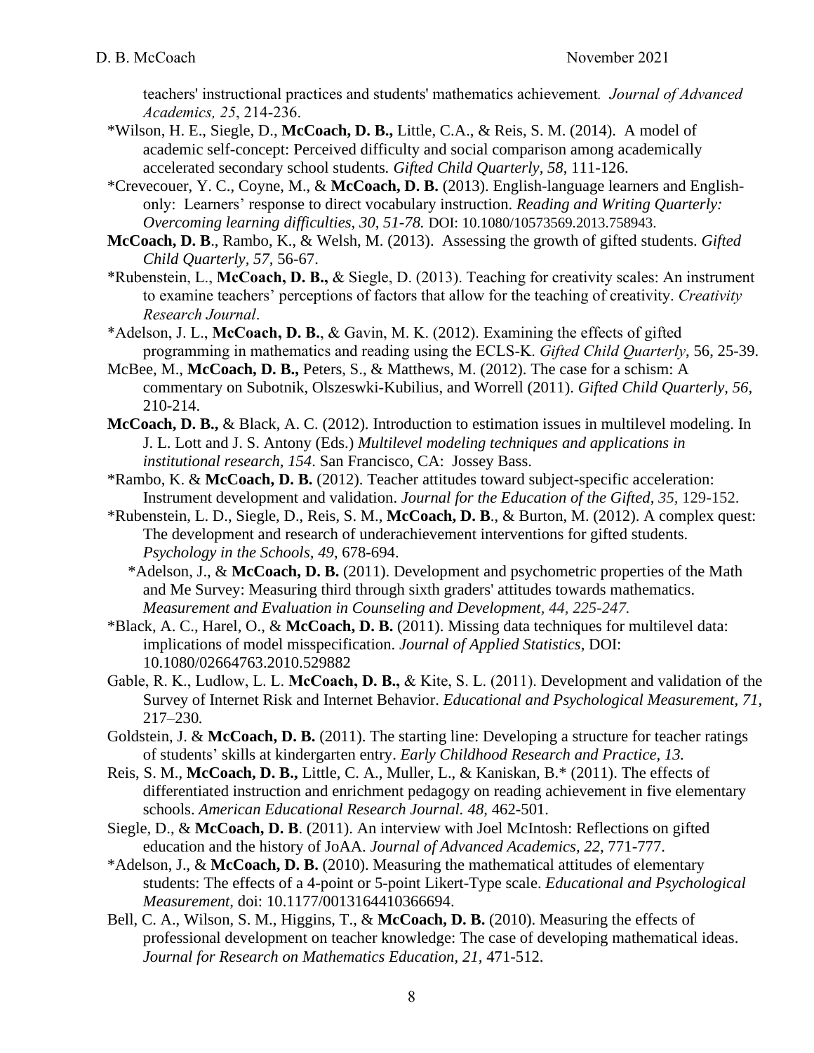teachers' instructional practices and students' mathematics achievement*. Journal of Advanced Academics, 25*, 214-236.

\*Wilson, H. E., Siegle, D., **McCoach, D. B.,** Little, C.A., & Reis, S. M. (2014). A model of academic self-concept: Perceived difficulty and social comparison among academically accelerated secondary school students*. Gifted Child Quarterly*, *58*, 111-126.

\*Crevecouer, Y. C., Coyne, M., & **McCoach, D. B.** (2013). English-language learners and English-only: Learners' response to direct vocabulary instruction. *Reading and Writing Quarterly: Overcoming learning difficulties, 30, 51-78.* DOI: 10.1080/10573569.2013.758943.

**McCoach, D. B**., Rambo, K., & Welsh, M. (2013). Assessing the growth of gifted students. *Gifted Child Quarterly*, *57*, 56-67.

\*Rubenstein, L., **McCoach, D. B.,** & Siegle, D. (2013). Teaching for creativity scales: An instrument to examine teachers' perceptions of factors that allow for the teaching of creativity. *Creativity Research Journal*.

\*Adelson, J. L., **McCoach, D. B.**, & Gavin, M. K. (2012). Examining the effects of gifted programming in mathematics and reading using the ECLS-K. *Gifted Child Quarterly*, 56, 25-39.

McBee, M., **McCoach, D. B.,** Peters, S., & Matthews, M. (2012). The case for a schism: A commentary on Subotnik, Olszeswki-Kubilius, and Worrell (2011). *Gifted Child Quarterly, 56*, 210-214.

**McCoach, D. B.,** & Black, A. C. (2012). Introduction to estimation issues in multilevel modeling. In J. L. Lott and J. S. Antony (Eds.) *Multilevel modeling techniques and applications in institutional research, 154*. San Francisco, CA: Jossey Bass.

\*Rambo, K. & **McCoach, D. B.** (2012). Teacher attitudes toward subject-specific acceleration: Instrument development and validation. *Journal for the Education of the Gifted, 35*, 129-152.

\*Rubenstein, L. D., Siegle, D., Reis, S. M., **McCoach, D. B**., & Burton, M. (2012). A complex quest: The development and research of underachievement interventions for gifted students. *Psychology in the Schools*, *49*, 678-694.

\*Adelson, J., & **McCoach, D. B.** (2011). Development and psychometric properties of the Math and Me Survey: Measuring third through sixth graders' attitudes towards mathematics. *Measurement and Evaluation in Counseling and Development, 44, 225-247.*

\*Black, A. C., Harel, O., & **McCoach, D. B.** (2011). Missing data techniques for multilevel data: implications of model misspecification*. Journal of Applied Statistics*, DOI: 10.1080/02664763.2010.529882

Gable, R. K., Ludlow, L. L. **McCoach, D. B.,** & Kite, S. L. (2011). Development and validation of the Survey of Internet Risk and Internet Behavior. *Educational and Psychological Measurement, 71*, 217–230*.*

Goldstein, J. & **McCoach, D. B.** (2011). The starting line: Developing a structure for teacher ratings of students' skills at kindergarten entry. *Early Childhood Research and Practice, 13.*

Reis, S. M., **McCoach, D. B.,** Little, C. A., Muller, L., & Kaniskan, B.\* (2011). The effects of differentiated instruction and enrichment pedagogy on reading achievement in five elementary schools. *American Educational Research Journal. 48*, 462-501.

Siegle, D., & **McCoach, D. B**. (2011). An interview with Joel McIntosh: Reflections on gifted education and the history of JoAA. *Journal of Advanced Academics, 22*, 771-777.

\*Adelson, J., & **McCoach, D. B.** (2010). Measuring the mathematical attitudes of elementary students: The effects of a 4-point or 5-point Likert-Type scale. *Educational and Psychological Measurement,* doi: 10.1177/0013164410366694.

Bell, C. A., Wilson, S. M., Higgins, T., & **McCoach, D. B.** (2010). Measuring the effects of professional development on teacher knowledge: The case of developing mathematical ideas. *Journal for Research on Mathematics Education*, *21*, 471-512.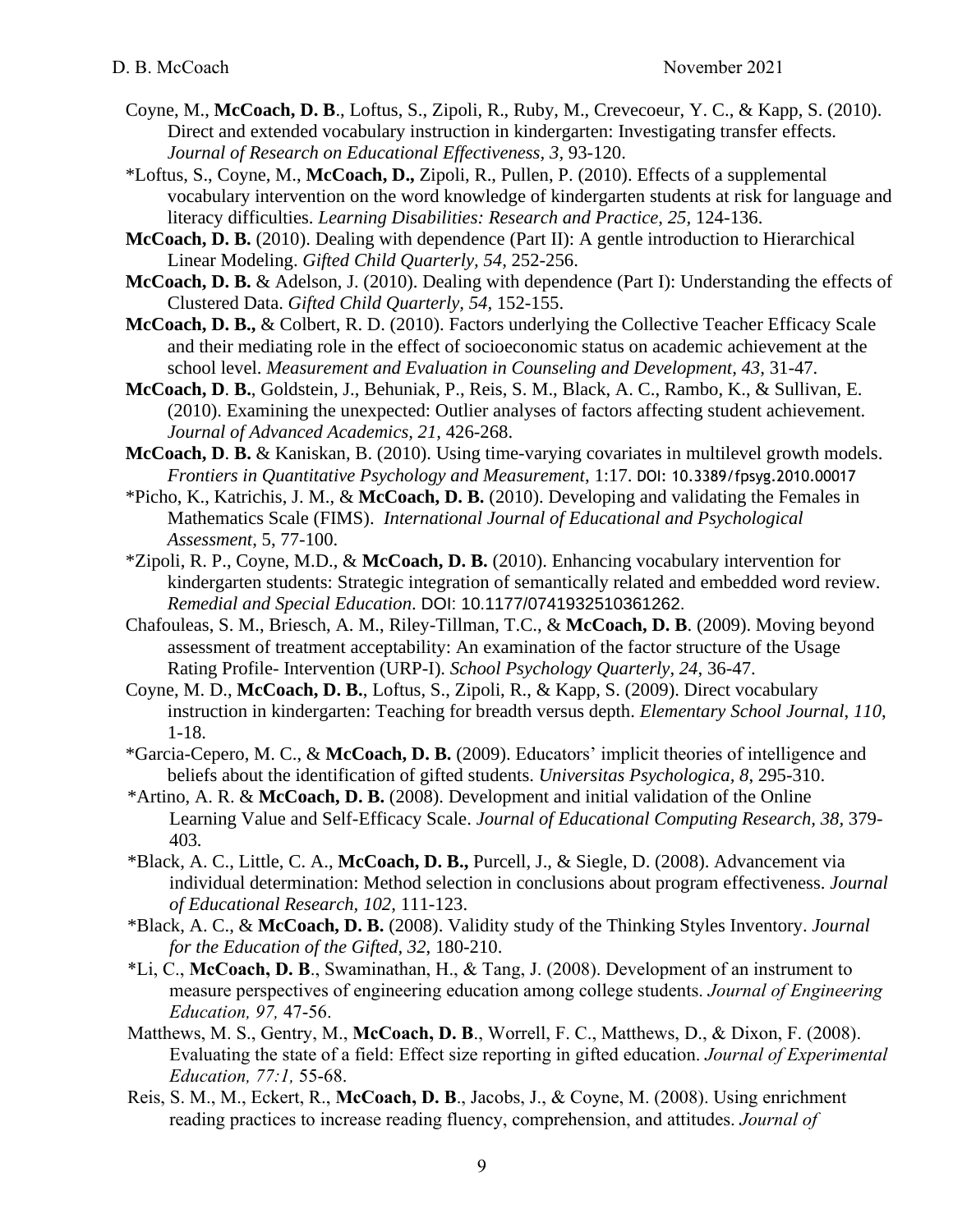Coyne, M., **McCoach, D. B**., Loftus, S., Zipoli, R., Ruby, M., Crevecoeur, Y. C., & Kapp, S. (2010). Direct and extended vocabulary instruction in kindergarten: Investigating transfer effects. *Journal of Research on Educational Effectiveness*, *3*, 93-120.

*Loftus, S., Coyne, M., **McCoach, D.,** Zipoli, R., Pullen, P. (2010). Effects of a supplemental vocabulary intervention on the word knowledge of kindergarten students at risk for language and literacy difficulties. *Learning Disabilities: Research and Practice, 25*, 124-136.

**McCoach, D. B.** (2010). Dealing with dependence (Part II): A gentle introduction to Hierarchical Linear Modeling. *Gifted Child Quarterly, 54*, 252-256.

**McCoach, D. B.** & Adelson, J. (2010). Dealing with dependence (Part I): Understanding the effects of Clustered Data. *Gifted Child Quarterly, 54*, 152-155.

**McCoach, D. B.,** & Colbert, R. D. (2010). Factors underlying the Collective Teacher Efficacy Scale and their mediating role in the effect of socioeconomic status on academic achievement at the school level. *Measurement and Evaluation in Counseling and Development, 43,* 31-47.

**McCoach, D**. **B.**, Goldstein, J., Behuniak, P., Reis, S. M., Black, A. C., Rambo, K., & Sullivan, E. (2010). Examining the unexpected: Outlier analyses of factors affecting student achievement. *Journal of Advanced Academics, 21,* 426-268.

**McCoach, D**. **B.** & Kaniskan, B. (2010). Using time-varying covariates in multilevel growth models. *Frontiers in Quantitative Psychology and Measurement*, 1:17. DOI: 10.3389/fpsyg.2010.00017

*Picho, K., Katrichis, J. M., & **McCoach, D. B.** (2010). Developing and validating the Females in Mathematics Scale (FIMS). *International Journal of Educational and Psychological Assessment*, 5, 77-100.

*Zipoli, R. P., Coyne, M.D., & **McCoach, D. B.** (2010). Enhancing vocabulary intervention for kindergarten students: Strategic integration of semantically related and embedded word review. *Remedial and Special Education*. DOI: 10.1177/0741932510361262.

Chafouleas, S. M., Briesch, A. M., Riley-Tillman, T.C., & **McCoach, D. B**. (2009). Moving beyond assessment of treatment acceptability: An examination of the factor structure of the Usage Rating Profile- Intervention (URP-I). *School Psychology Quarterly, 24*, 36-47.

Coyne, M. D., **McCoach, D. B.**, Loftus, S., Zipoli, R., & Kapp, S. (2009). Direct vocabulary instruction in kindergarten: Teaching for breadth versus depth. *Elementary School Journal*, *110*, 1-18.

*Garcia-Cepero, M. C., & **McCoach, D. B.** (2009). Educators' implicit theories of intelligence and beliefs about the identification of gifted students. *Universitas Psychologica, 8*, 295-310.

*Artino, A. R. & **McCoach, D. B.** (2008). Development and initial validation of the Online Learning Value and Self-Efficacy Scale. *Journal of Educational Computing Research, 38,* 379-403.

*Black, A. C., Little, C. A., **McCoach, D. B.,** Purcell, J., & Siegle, D. (2008). Advancement via individual determination: Method selection in conclusions about program effectiveness. *Journal of Educational Research, 102,* 111-123.

*Black, A. C., & **McCoach, D. B.** (2008). Validity study of the Thinking Styles Inventory. *Journal for the Education of the Gifted, 32*, 180-210.

*Li, C., **McCoach, D. B**., Swaminathan, H., & Tang, J. (2008). Development of an instrument to measure perspectives of engineering education among college students. *Journal of Engineering Education, 97,* 47-56.

Matthews, M. S., Gentry, M., **McCoach, D. B**., Worrell, F. C., Matthews, D., & Dixon, F. (2008). Evaluating the state of a field: Effect size reporting in gifted education. *Journal of Experimental Education, 77:1,* 55-68.

Reis, S. M., M., Eckert, R., **McCoach, D. B**., Jacobs, J., & Coyne, M. (2008). Using enrichment reading practices to increase reading fluency, comprehension, and attitudes. *Journal of*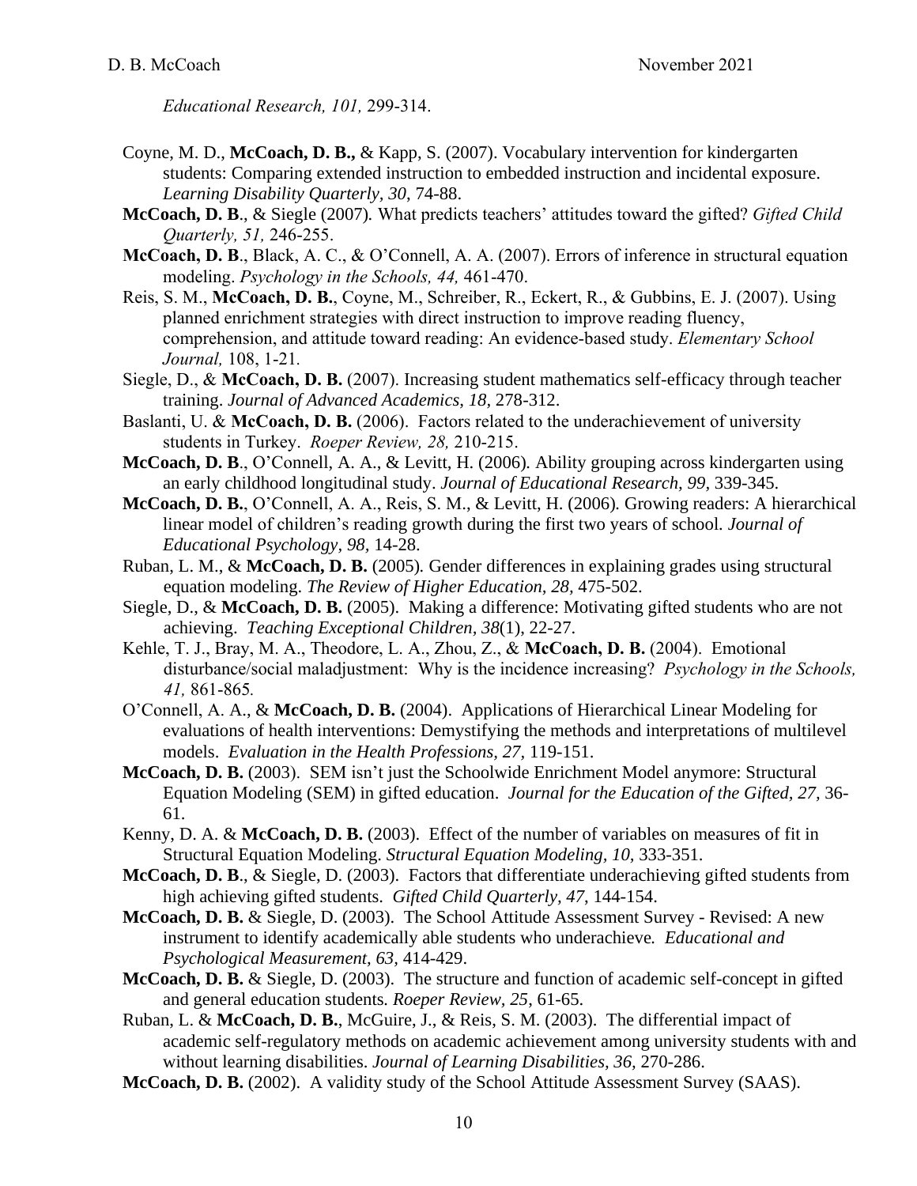*Educational Research, 101,* 299-314.

Coyne, M. D., **McCoach, D. B.,** & Kapp, S. (2007). Vocabulary intervention for kindergarten students: Comparing extended instruction to embedded instruction and incidental exposure. *Learning Disability Quarterly*, *30*, 74-88.

**McCoach, D. B**., & Siegle (2007)*.* What predicts teachers' attitudes toward the gifted? *Gifted Child Quarterly, 51,* 246-255.

**McCoach, D. B**., Black, A. C., & O'Connell, A. A. (2007). Errors of inference in structural equation modeling. *Psychology in the Schools, 44,* 461-470.

Reis, S. M., **McCoach, D. B.**, Coyne, M., Schreiber, R., Eckert, R., & Gubbins, E. J. (2007). Using planned enrichment strategies with direct instruction to improve reading fluency, comprehension, and attitude toward reading: An evidence-based study. *Elementary School Journal,* 108, 1-21*.*

Siegle, D., & **McCoach, D. B.** (2007). Increasing student mathematics self-efficacy through teacher training. *Journal of Advanced Academics, 18*, 278-312.

Baslanti, U. & **McCoach, D. B.** (2006). Factors related to the underachievement of university students in Turkey. *Roeper Review, 28,* 210-215.

**McCoach, D. B**., O'Connell, A. A., & Levitt, H. (2006)*.* Ability grouping across kindergarten using an early childhood longitudinal study. *Journal of Educational Research, 99*, 339-345.

**McCoach, D. B.**, O'Connell, A. A., Reis, S. M., & Levitt, H. (2006)*.* Growing readers: A hierarchical linear model of children's reading growth during the first two years of school. *Journal of Educational Psychology, 98*, 14-28.

Ruban, L. M., & **McCoach, D. B.** (2005)*.* Gender differences in explaining grades using structural equation modeling. *The Review of Higher Education, 28*, 475-502.

Siegle, D., & **McCoach, D. B.** (2005). Making a difference: Motivating gifted students who are not achieving. *Teaching Exceptional Children, 38*(1), 22-27.

Kehle, T. J., Bray, M. A., Theodore, L. A., Zhou, Z., & **McCoach, D. B.** (2004). Emotional disturbance/social maladjustment: Why is the incidence increasing? *Psychology in the Schools, 41,* 861-865*.*

O'Connell, A. A., & **McCoach, D. B.** (2004). Applications of Hierarchical Linear Modeling for evaluations of health interventions: Demystifying the methods and interpretations of multilevel models. *Evaluation in the Health Professions, 27*, 119-151.

**McCoach, D. B.** (2003). SEM isn't just the Schoolwide Enrichment Model anymore: Structural Equation Modeling (SEM) in gifted education. *Journal for the Education of the Gifted, 27,* 36-61.

Kenny, D. A. & **McCoach, D. B.** (2003). Effect of the number of variables on measures of fit in Structural Equation Modeling. *Structural Equation Modeling, 10,* 333-351.

**McCoach, D. B**., & Siegle, D. (2003). Factors that differentiate underachieving gifted students from high achieving gifted students. *Gifted Child Quarterly, 47,* 144-154.

**McCoach, D. B.** & Siegle, D. (2003). The School Attitude Assessment Survey - Revised: A new instrument to identify academically able students who underachieve*. Educational and Psychological Measurement, 63,* 414-429.

**McCoach, D. B.** & Siegle, D. (2003). The structure and function of academic self-concept in gifted and general education students*. Roeper Review, 25*, 61-65.

Ruban, L. & **McCoach, D. B.**, McGuire, J., & Reis, S. M. (2003). The differential impact of academic self-regulatory methods on academic achievement among university students with and without learning disabilities. *Journal of Learning Disabilities, 36,* 270-286.

**McCoach, D. B.** (2002). A validity study of the School Attitude Assessment Survey (SAAS).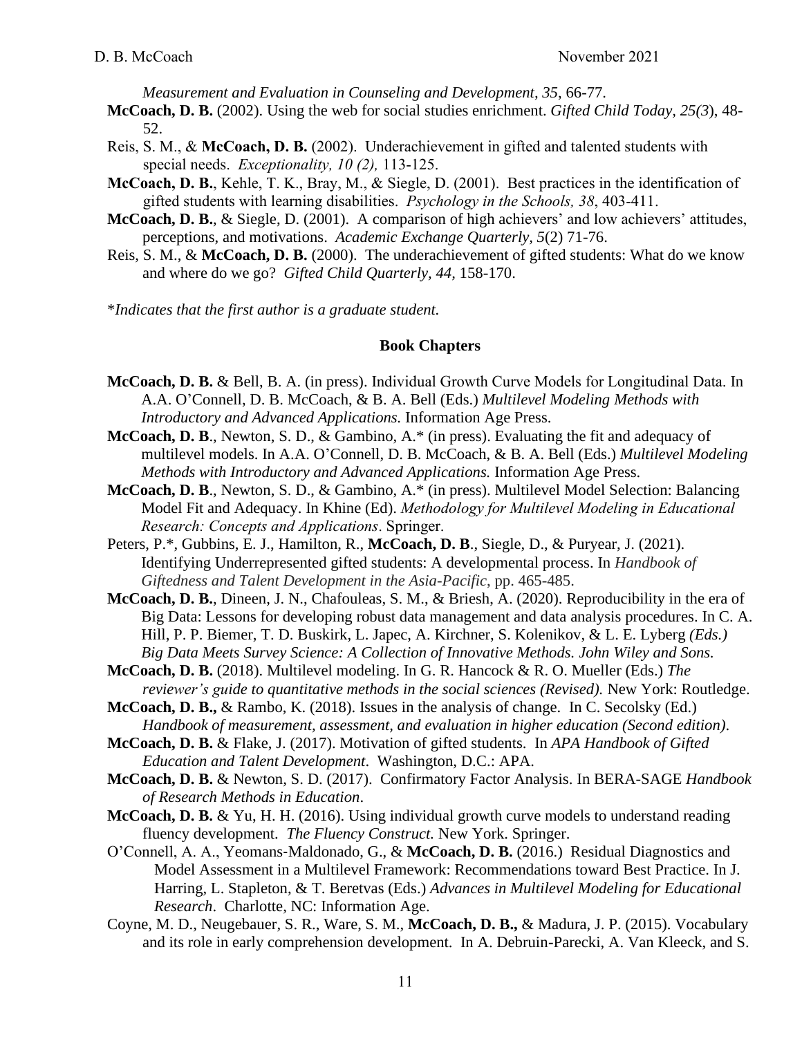*Measurement and Evaluation in Counseling and Development, 35*, 66-77.

**McCoach, D. B.** (2002). Using the web for social studies enrichment. *Gifted Child Today, 25(3*), 48-52.

Reis, S. M., & **McCoach, D. B.** (2002). Underachievement in gifted and talented students with special needs. *Exceptionality, 10 (2),* 113-125.

**McCoach, D. B.**, Kehle, T. K., Bray, M., & Siegle, D. (2001). Best practices in the identification of gifted students with learning disabilities. *Psychology in the Schools, 38*, 403-411.

**McCoach, D. B.**, & Siegle, D. (2001). A comparison of high achievers' and low achievers' attitudes, perceptions, and motivations. *Academic Exchange Quarterly, 5*(2) 71-76.

Reis, S. M., & **McCoach, D. B.** (2000). The underachievement of gifted students: What do we know and where do we go? *Gifted Child Quarterly, 44*, 158-170.

*\*Indicates that the first author is a graduate student.*

### Book Chapters

**McCoach, D. B.** & Bell, B. A. (in press). Individual Growth Curve Models for Longitudinal Data. In A.A. O'Connell, D. B. McCoach, & B. A. Bell (Eds.) *Multilevel Modeling Methods with Introductory and Advanced Applications.* Information Age Press.

**McCoach, D. B**., Newton, S. D., & Gambino, A.* (in press). Evaluating the fit and adequacy of multilevel models. In A.A. O'Connell, D. B. McCoach, & B. A. Bell (Eds.) *Multilevel Modeling Methods with Introductory and Advanced Applications.* Information Age Press.

**McCoach, D. B**., Newton, S. D., & Gambino, A.* (in press). Multilevel Model Selection: Balancing Model Fit and Adequacy. In Khine (Ed). *Methodology for Multilevel Modeling in Educational Research: Concepts and Applications*. Springer.

Peters, P.*, Gubbins, E. J., Hamilton, R., **McCoach, D. B**., Siegle, D., & Puryear, J. (2021). Identifying Underrepresented gifted students: A developmental process. In *Handbook of Giftedness and Talent Development in the Asia-Pacific*, pp. 465-485.

**McCoach, D. B.**, Dineen, J. N., Chafouleas, S. M., & Briesh, A. (2020). Reproducibility in the era of Big Data: Lessons for developing robust data management and data analysis procedures. In C. A. Hill, P. P. Biemer, T. D. Buskirk, L. Japec, A. Kirchner, S. Kolenikov, & L. E. Lyberg *(Eds.) Big Data Meets Survey Science: A Collection of Innovative Methods. John Wiley and Sons.*

**McCoach, D. B.** (2018). Multilevel modeling. In G. R. Hancock & R. O. Mueller (Eds.) *The reviewer's guide to quantitative methods in the social sciences (Revised).* New York: Routledge.

**McCoach, D. B.,** & Rambo, K. (2018). Issues in the analysis of change. In C. Secolsky (Ed.) *Handbook of measurement, assessment, and evaluation in higher education (Second edition)*.

**McCoach, D. B.** & Flake, J. (2017). Motivation of gifted students. In *APA Handbook of Gifted Education and Talent Development*. Washington, D.C.: APA.

**McCoach, D. B.** & Newton, S. D. (2017). Confirmatory Factor Analysis. In BERA-SAGE *Handbook of Research Methods in Education*.

**McCoach, D. B.** & Yu, H. H. (2016). Using individual growth curve models to understand reading fluency development. *The Fluency Construct.* New York. Springer.

O'Connell, A. A., Yeomans-Maldonado, G., & **McCoach, D. B.** (2016.) Residual Diagnostics and Model Assessment in a Multilevel Framework: Recommendations toward Best Practice. In J. Harring, L. Stapleton, & T. Beretvas (Eds.) *Advances in Multilevel Modeling for Educational Research*. Charlotte, NC: Information Age.

Coyne, M. D., Neugebauer, S. R., Ware, S. M., **McCoach, D. B.,** & Madura, J. P. (2015). Vocabulary and its role in early comprehension development. In A. Debruin-Parecki, A. Van Kleeck, and S.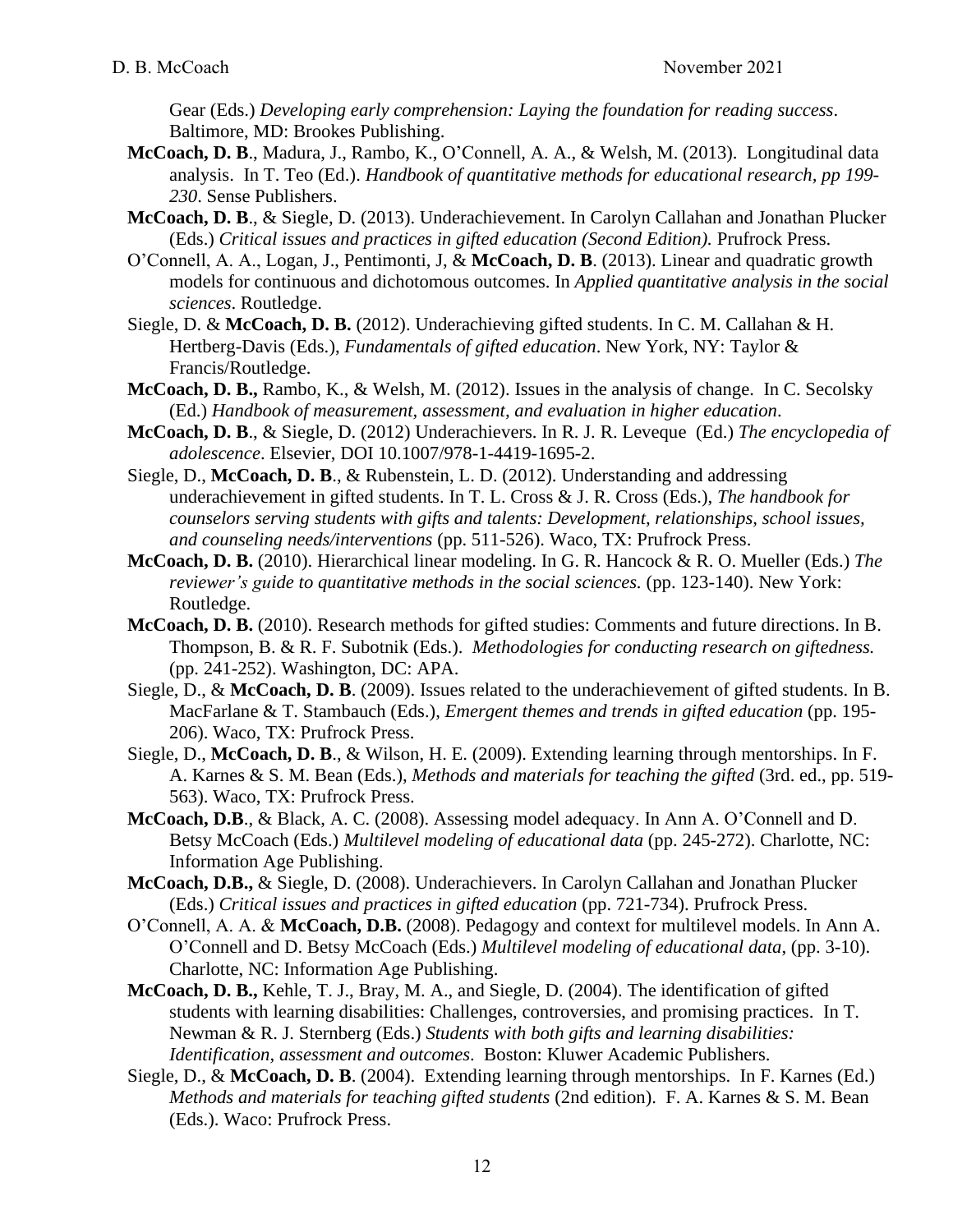Gear (Eds.) *Developing early comprehension: Laying the foundation for reading success*. Baltimore, MD: Brookes Publishing.

**McCoach, D. B**., Madura, J., Rambo, K., O'Connell, A. A., & Welsh, M. (2013). Longitudinal data analysis. In T. Teo (Ed.). *Handbook of quantitative methods for educational research, pp 199-230*. Sense Publishers.

**McCoach, D. B**., & Siegle, D. (2013). Underachievement. In Carolyn Callahan and Jonathan Plucker (Eds.) *Critical issues and practices in gifted education (Second Edition).* Prufrock Press.

O'Connell, A. A., Logan, J., Pentimonti, J, & **McCoach, D. B**. (2013). Linear and quadratic growth models for continuous and dichotomous outcomes. In *Applied quantitative analysis in the social sciences*. Routledge.

Siegle, D. & **McCoach, D. B.** (2012). Underachieving gifted students. In C. M. Callahan & H. Hertberg-Davis (Eds.), *Fundamentals of gifted education*. New York, NY: Taylor & Francis/Routledge.

**McCoach, D. B.,** Rambo, K., & Welsh, M. (2012). Issues in the analysis of change. In C. Secolsky (Ed.) *Handbook of measurement, assessment, and evaluation in higher education*.

**McCoach, D. B**., & Siegle, D. (2012) Underachievers. In R. J. R. Leveque (Ed.) *The encyclopedia of adolescence*. Elsevier, DOI 10.1007/978-1-4419-1695-2.

Siegle, D., **McCoach, D. B**., & Rubenstein, L. D. (2012). Understanding and addressing underachievement in gifted students. In T. L. Cross & J. R. Cross (Eds.), *The handbook for counselors serving students with gifts and talents: Development, relationships, school issues, and counseling needs/interventions* (pp. 511-526). Waco, TX: Prufrock Press.

**McCoach, D. B.** (2010). Hierarchical linear modeling. In G. R. Hancock & R. O. Mueller (Eds.) *The reviewer's guide to quantitative methods in the social sciences.* (pp. 123-140). New York: Routledge.

**McCoach, D. B.** (2010). Research methods for gifted studies: Comments and future directions. In B. Thompson, B. & R. F. Subotnik (Eds.). *Methodologies for conducting research on giftedness.* (pp. 241-252). Washington, DC: APA.

Siegle, D., & **McCoach, D. B**. (2009). Issues related to the underachievement of gifted students. In B. MacFarlane & T. Stambauch (Eds.), *Emergent themes and trends in gifted education* (pp. 195-206). Waco, TX: Prufrock Press.

Siegle, D., **McCoach, D. B**., & Wilson, H. E. (2009). Extending learning through mentorships. In F. A. Karnes & S. M. Bean (Eds.), *Methods and materials for teaching the gifted* (3rd. ed., pp. 519-563). Waco, TX: Prufrock Press.

**McCoach, D.B**., & Black, A. C. (2008). Assessing model adequacy. In Ann A. O'Connell and D. Betsy McCoach (Eds.) *Multilevel modeling of educational data* (pp. 245-272). Charlotte, NC: Information Age Publishing.

**McCoach, D.B.,** & Siegle, D. (2008). Underachievers. In Carolyn Callahan and Jonathan Plucker (Eds.) *Critical issues and practices in gifted education* (pp. 721-734). Prufrock Press.

O'Connell, A. A. & **McCoach, D.B.** (2008). Pedagogy and context for multilevel models. In Ann A. O'Connell and D. Betsy McCoach (Eds.) *Multilevel modeling of educational data*, (pp. 3-10). Charlotte, NC: Information Age Publishing.

**McCoach, D. B.,** Kehle, T. J., Bray, M. A., and Siegle, D. (2004). The identification of gifted students with learning disabilities: Challenges, controversies, and promising practices. In T. Newman & R. J. Sternberg (Eds.) *Students with both gifts and learning disabilities: Identification, assessment and outcomes*. Boston: Kluwer Academic Publishers.

Siegle, D., & **McCoach, D. B**. (2004). Extending learning through mentorships. In F. Karnes (Ed.) *Methods and materials for teaching gifted students* (2nd edition). F. A. Karnes & S. M. Bean (Eds.). Waco: Prufrock Press.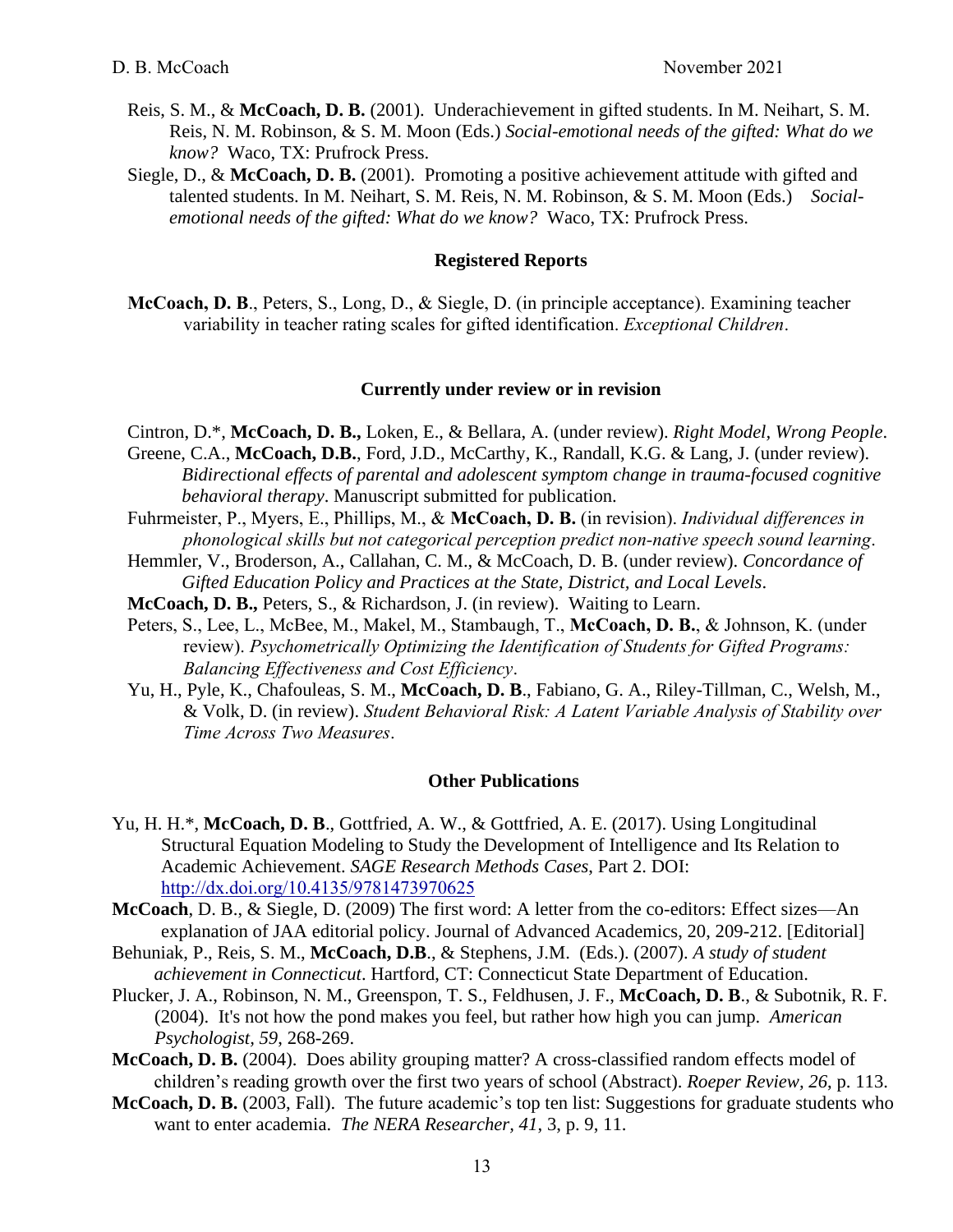Reis, S. M., & **McCoach, D. B.** (2001). Underachievement in gifted students. In M. Neihart, S. M. Reis, N. M. Robinson, & S. M. Moon (Eds.) *Social-emotional needs of the gifted: What do we know?* Waco, TX: Prufrock Press.

Siegle, D., & **McCoach, D. B.** (2001). Promoting a positive achievement attitude with gifted and talented students. In M. Neihart, S. M. Reis, N. M. Robinson, & S. M. Moon (Eds.) *Social-emotional needs of the gifted: What do we know?* Waco, TX: Prufrock Press.

### Registered Reports

**McCoach, D. B**., Peters, S., Long, D., & Siegle, D. (in principle acceptance). Examining teacher variability in teacher rating scales for gifted identification. *Exceptional Children*.

### Currently under review or in revision

Cintron, D.*, **McCoach, D. B.,** Loken, E., & Bellara, A. (under review). *Right Model, Wrong People*.

Greene, C.A., **McCoach, D.B.**, Ford, J.D., McCarthy, K., Randall, K.G. & Lang, J. (under review). *Bidirectional effects of parental and adolescent symptom change in trauma-focused cognitive behavioral therapy*. Manuscript submitted for publication.

Fuhrmeister, P., Myers, E., Phillips, M., & **McCoach, D. B.** (in revision). *Individual differences in phonological skills but not categorical perception predict non-native speech sound learning*.

Hemmler, V., Broderson, A., Callahan, C. M., & McCoach, D. B. (under review). *Concordance of Gifted Education Policy and Practices at the State, District, and Local Levels*.

**McCoach, D. B.,** Peters, S., & Richardson, J. (in review). Waiting to Learn.

Peters, S., Lee, L., McBee, M., Makel, M., Stambaugh, T., **McCoach, D. B.**, & Johnson, K. (under review). *Psychometrically Optimizing the Identification of Students for Gifted Programs: Balancing Effectiveness and Cost Efficiency*.

Yu, H., Pyle, K., Chafouleas, S. M., **McCoach, D. B**., Fabiano, G. A., Riley-Tillman, C., Welsh, M., & Volk, D. (in review). *Student Behavioral Risk: A Latent Variable Analysis of Stability over Time Across Two Measures*.

### Other Publications

Yu, H. H.*, **McCoach, D. B**., Gottfried, A. W., & Gottfried, A. E. (2017). Using Longitudinal Structural Equation Modeling to Study the Development of Intelligence and Its Relation to Academic Achievement. *SAGE Research Methods Cases*, Part 2. DOI: http://dx.doi.org/10.4135/9781473970625

**McCoach**, D. B., & Siegle, D. (2009) The first word: A letter from the co-editors: Effect sizes—An explanation of JAA editorial policy. Journal of Advanced Academics, 20, 209-212. [Editorial]

Behuniak, P., Reis, S. M., **McCoach, D.B**., & Stephens, J.M. (Eds.). (2007). *A study of student achievement in Connecticut*. Hartford, CT: Connecticut State Department of Education.

Plucker, J. A., Robinson, N. M., Greenspon, T. S., Feldhusen, J. F., **McCoach, D. B**., & Subotnik, R. F. (2004). It's not how the pond makes you feel, but rather how high you can jump. *American Psychologist, 59*, 268-269.

**McCoach, D. B.** (2004). Does ability grouping matter? A cross-classified random effects model of children's reading growth over the first two years of school (Abstract). *Roeper Review, 26*, p. 113.

**McCoach, D. B.** (2003, Fall). The future academic's top ten list: Suggestions for graduate students who want to enter academia. *The NERA Researcher, 41*, 3, p. 9, 11.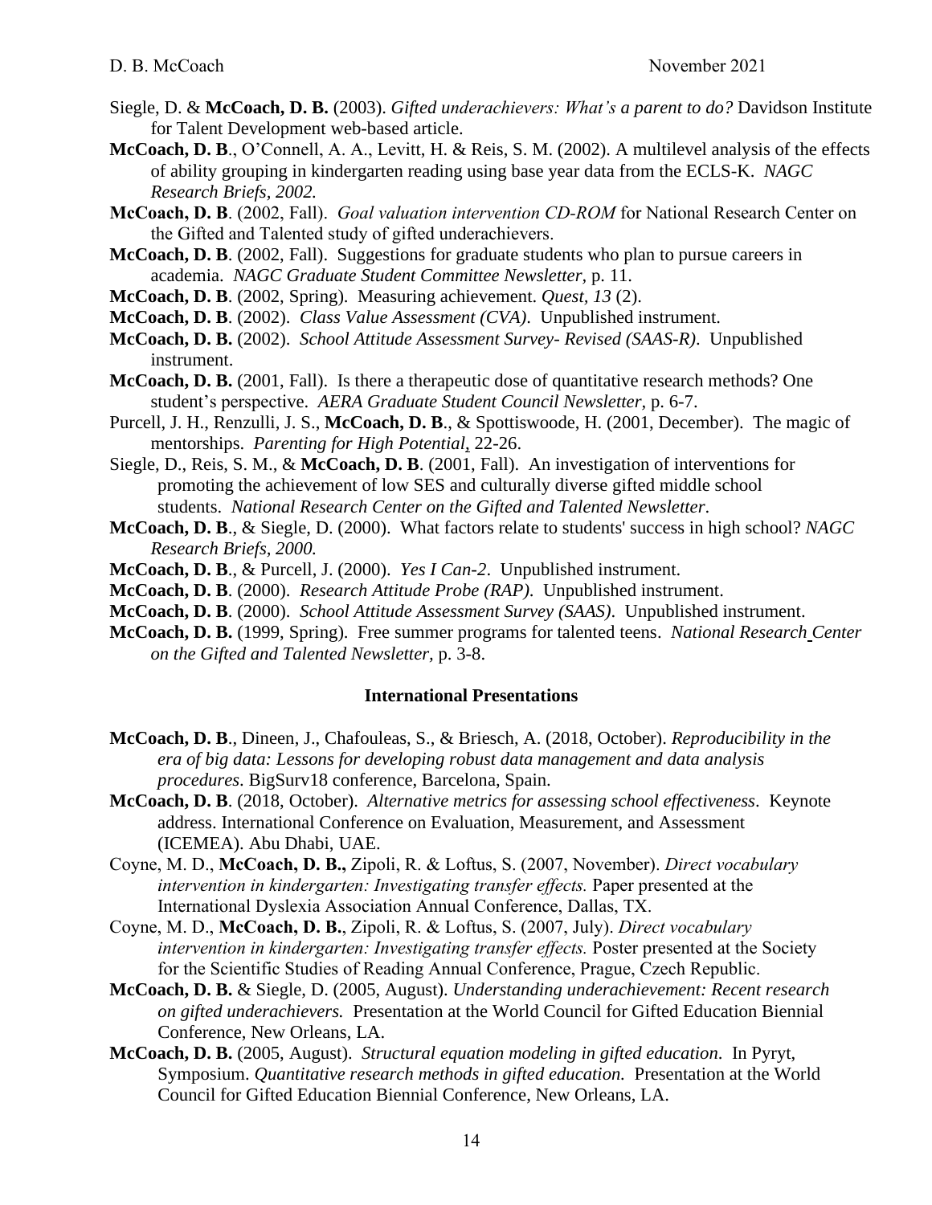Siegle, D. & **McCoach, D. B.** (2003). *Gifted underachievers: What's a parent to do?* Davidson Institute for Talent Development web-based article.

**McCoach, D. B**., O'Connell, A. A., Levitt, H. & Reis, S. M. (2002). A multilevel analysis of the effects of ability grouping in kindergarten reading using base year data from the ECLS-K. *NAGC Research Briefs, 2002.*

**McCoach, D. B**. (2002, Fall). *Goal valuation intervention CD-ROM* for National Research Center on the Gifted and Talented study of gifted underachievers.

**McCoach, D. B**. (2002, Fall). Suggestions for graduate students who plan to pursue careers in academia. *NAGC Graduate Student Committee Newsletter,* p. 11.

**McCoach, D. B**. (2002, Spring). Measuring achievement. *Quest, 13* (2).

**McCoach, D. B**. (2002). *Class Value Assessment (CVA)*. Unpublished instrument.

**McCoach, D. B.** (2002). *School Attitude Assessment Survey- Revised (SAAS-R)*. Unpublished instrument.

**McCoach, D. B.** (2001, Fall). Is there a therapeutic dose of quantitative research methods? One student's perspective. *AERA Graduate Student Council Newsletter,* p. 6-7.

Purcell, J. H., Renzulli, J. S., **McCoach, D. B**., & Spottiswoode, H. (2001, December). The magic of mentorships. *Parenting for High Potential*, 22-26.

Siegle, D., Reis, S. M., & **McCoach, D. B**. (2001, Fall). An investigation of interventions for promoting the achievement of low SES and culturally diverse gifted middle school students. *National Research Center on the Gifted and Talented Newsletter*.

**McCoach, D. B**., & Siegle, D. (2000). What factors relate to students' success in high school? *NAGC Research Briefs, 2000.*

**McCoach, D. B**., & Purcell, J. (2000). *Yes I Can-2*. Unpublished instrument.

**McCoach, D. B**. (2000). *Research Attitude Probe (RAP)*. Unpublished instrument.

**McCoach, D. B**. (2000). *School Attitude Assessment Survey (SAAS)*. Unpublished instrument.

**McCoach, D. B.** (1999, Spring). Free summer programs for talented teens. *National Research Center on the Gifted and Talented Newsletter,* p. 3-8.

### International Presentations

**McCoach, D. B**., Dineen, J., Chafouleas, S., & Briesch, A. (2018, October). *Reproducibility in the era of big data: Lessons for developing robust data management and data analysis procedures*. BigSurv18 conference, Barcelona, Spain.

**McCoach, D. B**. (2018, October). *Alternative metrics for assessing school effectiveness*. Keynote address. International Conference on Evaluation, Measurement, and Assessment (ICEMEA). Abu Dhabi, UAE.

Coyne, M. D., **McCoach, D. B.,** Zipoli, R. & Loftus, S. (2007, November). *Direct vocabulary intervention in kindergarten: Investigating transfer effects.* Paper presented at the International Dyslexia Association Annual Conference, Dallas, TX.

Coyne, M. D., **McCoach, D. B.**, Zipoli, R. & Loftus, S. (2007, July). *Direct vocabulary intervention in kindergarten: Investigating transfer effects.* Poster presented at the Society for the Scientific Studies of Reading Annual Conference, Prague, Czech Republic.

**McCoach, D. B.** & Siegle, D. (2005, August). *Understanding underachievement: Recent research on gifted underachievers.* Presentation at the World Council for Gifted Education Biennial Conference, New Orleans, LA.

**McCoach, D. B.** (2005, August). *Structural equation modeling in gifted education*. In Pyryt, Symposium. *Quantitative research methods in gifted education.* Presentation at the World Council for Gifted Education Biennial Conference, New Orleans, LA.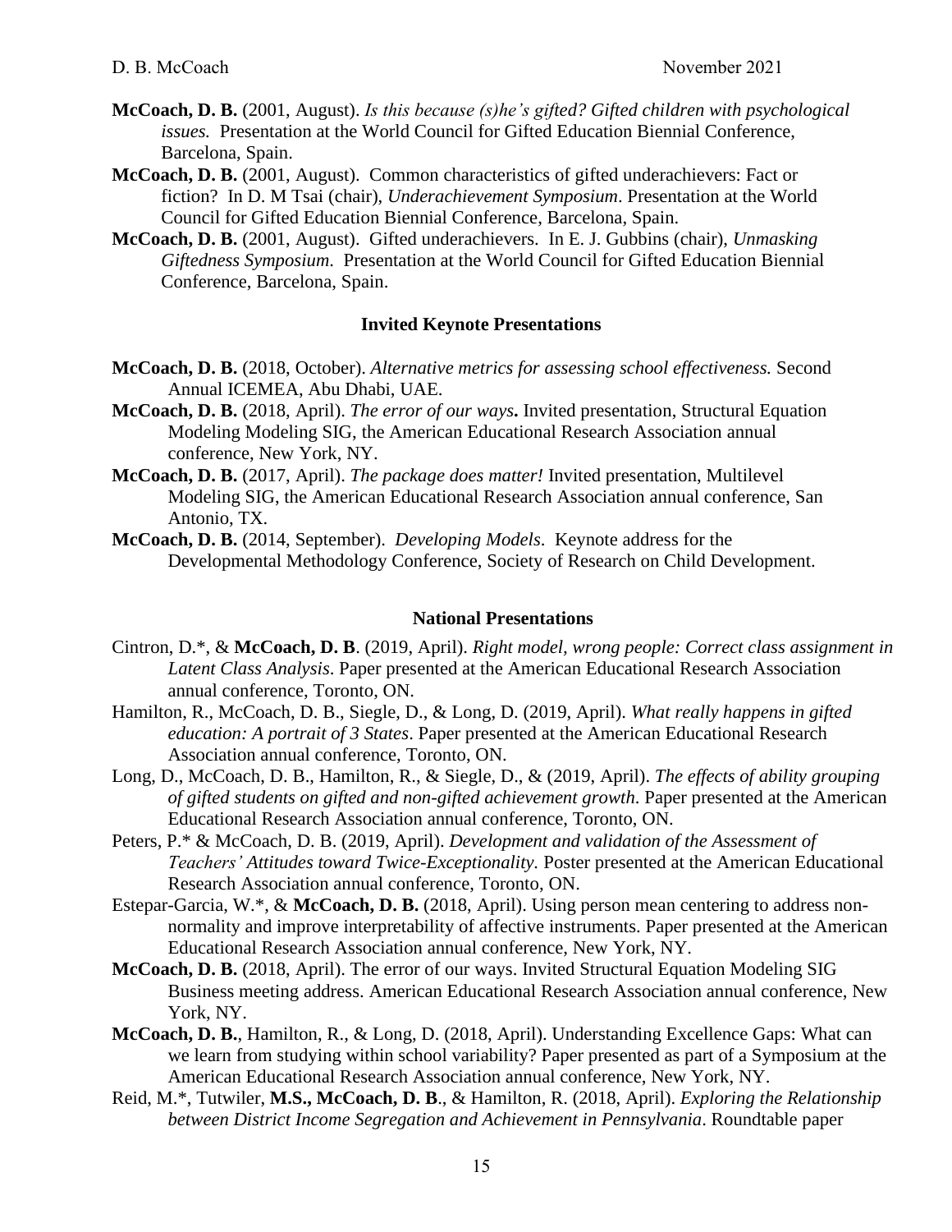**McCoach, D. B.** (2001, August). *Is this because (s)he's gifted? Gifted children with psychological issues.* Presentation at the World Council for Gifted Education Biennial Conference, Barcelona, Spain.

**McCoach, D. B.** (2001, August). Common characteristics of gifted underachievers: Fact or fiction? In D. M Tsai (chair), *Underachievement Symposium*. Presentation at the World Council for Gifted Education Biennial Conference, Barcelona, Spain.

**McCoach, D. B.** (2001, August). Gifted underachievers. In E. J. Gubbins (chair), *Unmasking Giftedness Symposium*. Presentation at the World Council for Gifted Education Biennial Conference, Barcelona, Spain.

### Invited Keynote Presentations

**McCoach, D. B.** (2018, October). *Alternative metrics for assessing school effectiveness.* Second Annual ICEMEA, Abu Dhabi, UAE.

**McCoach, D. B.** (2018, April). *The error of our ways***.** Invited presentation, Structural Equation Modeling Modeling SIG, the American Educational Research Association annual conference, New York, NY.

**McCoach, D. B.** (2017, April). *The package does matter!* Invited presentation, Multilevel Modeling SIG, the American Educational Research Association annual conference, San Antonio, TX.

**McCoach, D. B.** (2014, September). *Developing Models*. Keynote address for the Developmental Methodology Conference, Society of Research on Child Development.

### National Presentations

Cintron, D.*, & **McCoach, D. B**. (2019, April). *Right model, wrong people: Correct class assignment in Latent Class Analysis*. Paper presented at the American Educational Research Association annual conference, Toronto, ON.

Hamilton, R., McCoach, D. B., Siegle, D., & Long, D. (2019, April). *What really happens in gifted education: A portrait of 3 States*. Paper presented at the American Educational Research Association annual conference, Toronto, ON.

Long, D., McCoach, D. B., Hamilton, R., & Siegle, D., & (2019, April). *The effects of ability grouping of gifted students on gifted and non-gifted achievement growth*. Paper presented at the American Educational Research Association annual conference, Toronto, ON.

Peters, P.* & McCoach, D. B. (2019, April). *Development and validation of the Assessment of Teachers' Attitudes toward Twice-Exceptionality*. Poster presented at the American Educational Research Association annual conference, Toronto, ON.

Estepar-Garcia, W.*, & **McCoach, D. B.** (2018, April). Using person mean centering to address non-normality and improve interpretability of affective instruments. Paper presented at the American Educational Research Association annual conference, New York, NY.

**McCoach, D. B.** (2018, April). The error of our ways. Invited Structural Equation Modeling SIG Business meeting address. American Educational Research Association annual conference, New York, NY.

**McCoach, D. B.**, Hamilton, R., & Long, D. (2018, April). Understanding Excellence Gaps: What can we learn from studying within school variability? Paper presented as part of a Symposium at the American Educational Research Association annual conference, New York, NY.

Reid, M.*, Tutwiler, **M.S., McCoach, D. B**., & Hamilton, R. (2018, April). *Exploring the Relationship between District Income Segregation and Achievement in Pennsylvania*. Roundtable paper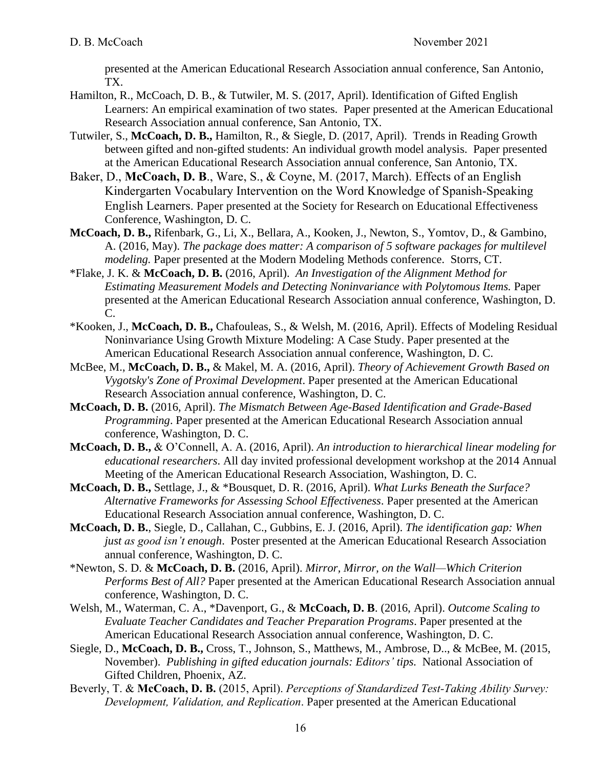presented at the American Educational Research Association annual conference, San Antonio, TX.

Hamilton, R., McCoach, D. B., & Tutwiler, M. S. (2017, April). Identification of Gifted English Learners: An empirical examination of two states. Paper presented at the American Educational Research Association annual conference, San Antonio, TX.

Tutwiler, S., **McCoach, D. B.,** Hamilton, R., & Siegle, D. (2017, April). Trends in Reading Growth between gifted and non-gifted students: An individual growth model analysis. Paper presented at the American Educational Research Association annual conference, San Antonio, TX.

Baker, D., **McCoach, D. B**., Ware, S., & Coyne, M. (2017, March). Effects of an English Kindergarten Vocabulary Intervention on the Word Knowledge of Spanish-Speaking English Learners. Paper presented at the Society for Research on Educational Effectiveness Conference, Washington, D. C.

**McCoach, D. B.,** Rifenbark, G., Li, X., Bellara, A., Kooken, J., Newton, S., Yomtov, D., & Gambino, A. (2016, May). *The package does matter: A comparison of 5 software packages for multilevel modeling.* Paper presented at the Modern Modeling Methods conference. Storrs, CT.

*Flake, J. K. & **McCoach, D. B.** (2016, April). *An Investigation of the Alignment Method for Estimating Measurement Models and Detecting Noninvariance with Polytomous Items.* Paper presented at the American Educational Research Association annual conference, Washington, D. C.

*Kooken, J., **McCoach, D. B.,** Chafouleas, S., & Welsh, M. (2016, April). Effects of Modeling Residual Noninvariance Using Growth Mixture Modeling: A Case Study. Paper presented at the American Educational Research Association annual conference, Washington, D. C.

McBee, M., **McCoach, D. B.,** & Makel, M. A. (2016, April). *Theory of Achievement Growth Based on Vygotsky's Zone of Proximal Development*. Paper presented at the American Educational Research Association annual conference, Washington, D. C.

**McCoach, D. B.** (2016, April). *The Mismatch Between Age-Based Identification and Grade-Based Programming*. Paper presented at the American Educational Research Association annual conference, Washington, D. C.

**McCoach, D. B.,** & O'Connell, A. A. (2016, April). *An introduction to hierarchical linear modeling for educational researchers*. All day invited professional development workshop at the 2014 Annual Meeting of the American Educational Research Association, Washington, D. C.

**McCoach, D. B.,** Settlage, J., & *Bousquet, D. R. (2016, April). *What Lurks Beneath the Surface? Alternative Frameworks for Assessing School Effectiveness*. Paper presented at the American Educational Research Association annual conference, Washington, D. C.

**McCoach, D. B.**, Siegle, D., Callahan, C., Gubbins, E. J. (2016, April). *The identification gap: When just as good isn't enough*. Poster presented at the American Educational Research Association annual conference, Washington, D. C.

*Newton, S. D. & **McCoach, D. B.** (2016, April). *Mirror, Mirror, on the Wall—Which Criterion Performs Best of All?* Paper presented at the American Educational Research Association annual conference, Washington, D. C.

Welsh, M., Waterman, C. A., *Davenport, G., & **McCoach, D. B**. (2016, April). *Outcome Scaling to Evaluate Teacher Candidates and Teacher Preparation Programs*. Paper presented at the American Educational Research Association annual conference, Washington, D. C.

Siegle, D., **McCoach, D. B.,** Cross, T., Johnson, S., Matthews, M., Ambrose, D.., & McBee, M. (2015, November). *Publishing in gifted education journals: Editors' tips.* National Association of Gifted Children, Phoenix, AZ.

Beverly, T. & **McCoach, D. B.** (2015, April). *Perceptions of Standardized Test-Taking Ability Survey: Development, Validation, and Replication*. Paper presented at the American Educational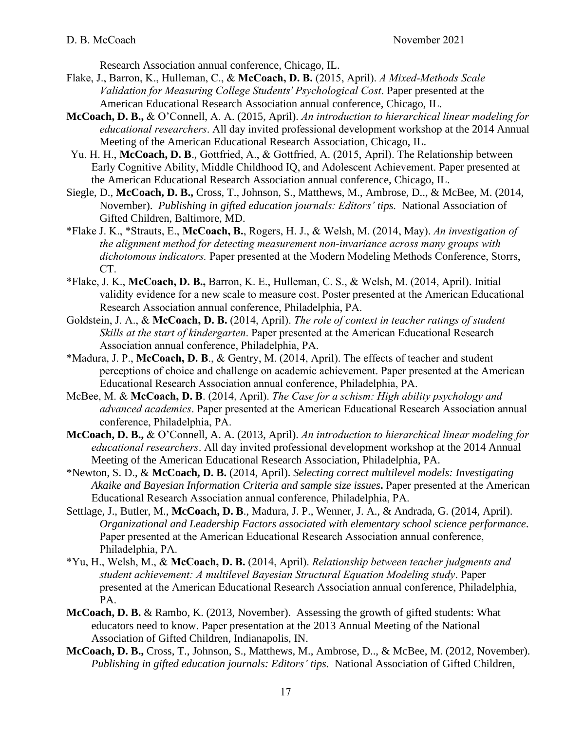Research Association annual conference, Chicago, IL.

Flake, J., Barron, K., Hulleman, C., & **McCoach, D. B.** (2015, April). *A Mixed-Methods Scale Validation for Measuring College Students' Psychological Cost*. Paper presented at the American Educational Research Association annual conference, Chicago, IL.

**McCoach, D. B.,** & O'Connell, A. A. (2015, April). *An introduction to hierarchical linear modeling for educational researchers*. All day invited professional development workshop at the 2014 Annual Meeting of the American Educational Research Association, Chicago, IL.

Yu. H. H., **McCoach, D. B**., Gottfried, A., & Gottfried, A. (2015, April). The Relationship between Early Cognitive Ability, Middle Childhood IQ, and Adolescent Achievement. Paper presented at the American Educational Research Association annual conference, Chicago, IL.

Siegle, D., **McCoach, D. B.,** Cross, T., Johnson, S., Matthews, M., Ambrose, D.., & McBee, M. (2014, November). *Publishing in gifted education journals: Editors' tips.* National Association of Gifted Children, Baltimore, MD.

*Flake J. K., *Strauts, E., **McCoach, B.**, Rogers, H. J., & Welsh, M. (2014, May). *An investigation of the alignment method for detecting measurement non-invariance across many groups with dichotomous indicators.* Paper presented at the Modern Modeling Methods Conference, Storrs, CT.

*Flake, J. K., **McCoach, D. B.,** Barron, K. E., Hulleman, C. S., & Welsh, M. (2014, April). Initial validity evidence for a new scale to measure cost. Poster presented at the American Educational Research Association annual conference, Philadelphia, PA.

Goldstein, J. A., & **McCoach, D. B.** (2014, April). *The role of context in teacher ratings of student Skills at the start of kindergarten*. Paper presented at the American Educational Research Association annual conference, Philadelphia, PA.

*Madura, J. P., **McCoach, D. B**., & Gentry, M. (2014, April). The effects of teacher and student perceptions of choice and challenge on academic achievement. Paper presented at the American Educational Research Association annual conference, Philadelphia, PA.

McBee, M. & **McCoach, D. B**. (2014, April). *The Case for a schism: High ability psychology and advanced academics*. Paper presented at the American Educational Research Association annual conference, Philadelphia, PA.

**McCoach, D. B.,** & O'Connell, A. A. (2013, April). *An introduction to hierarchical linear modeling for educational researchers*. All day invited professional development workshop at the 2014 Annual Meeting of the American Educational Research Association, Philadelphia, PA.

*Newton, S. D., & **McCoach, D. B.** (2014, April). *Selecting correct multilevel models: Investigating Akaike and Bayesian Information Criteria and sample size issues***.** Paper presented at the American Educational Research Association annual conference, Philadelphia, PA.

Settlage, J., Butler, M., **McCoach, D. B**., Madura, J. P., Wenner, J. A., & Andrada, G. (2014, April). *Organizational and Leadership Factors associated with elementary school science performance*. Paper presented at the American Educational Research Association annual conference, Philadelphia, PA.

*Yu, H., Welsh, M., & **McCoach, D. B.** (2014, April). *Relationship between teacher judgments and student achievement: A multilevel Bayesian Structural Equation Modeling study*. Paper presented at the American Educational Research Association annual conference, Philadelphia, PA.

**McCoach, D. B.** & Rambo, K. (2013, November). Assessing the growth of gifted students: What educators need to know. Paper presentation at the 2013 Annual Meeting of the National Association of Gifted Children, Indianapolis, IN.

**McCoach, D. B.,** Cross, T., Johnson, S., Matthews, M., Ambrose, D.., & McBee, M. (2012, November). *Publishing in gifted education journals: Editors' tips.* National Association of Gifted Children,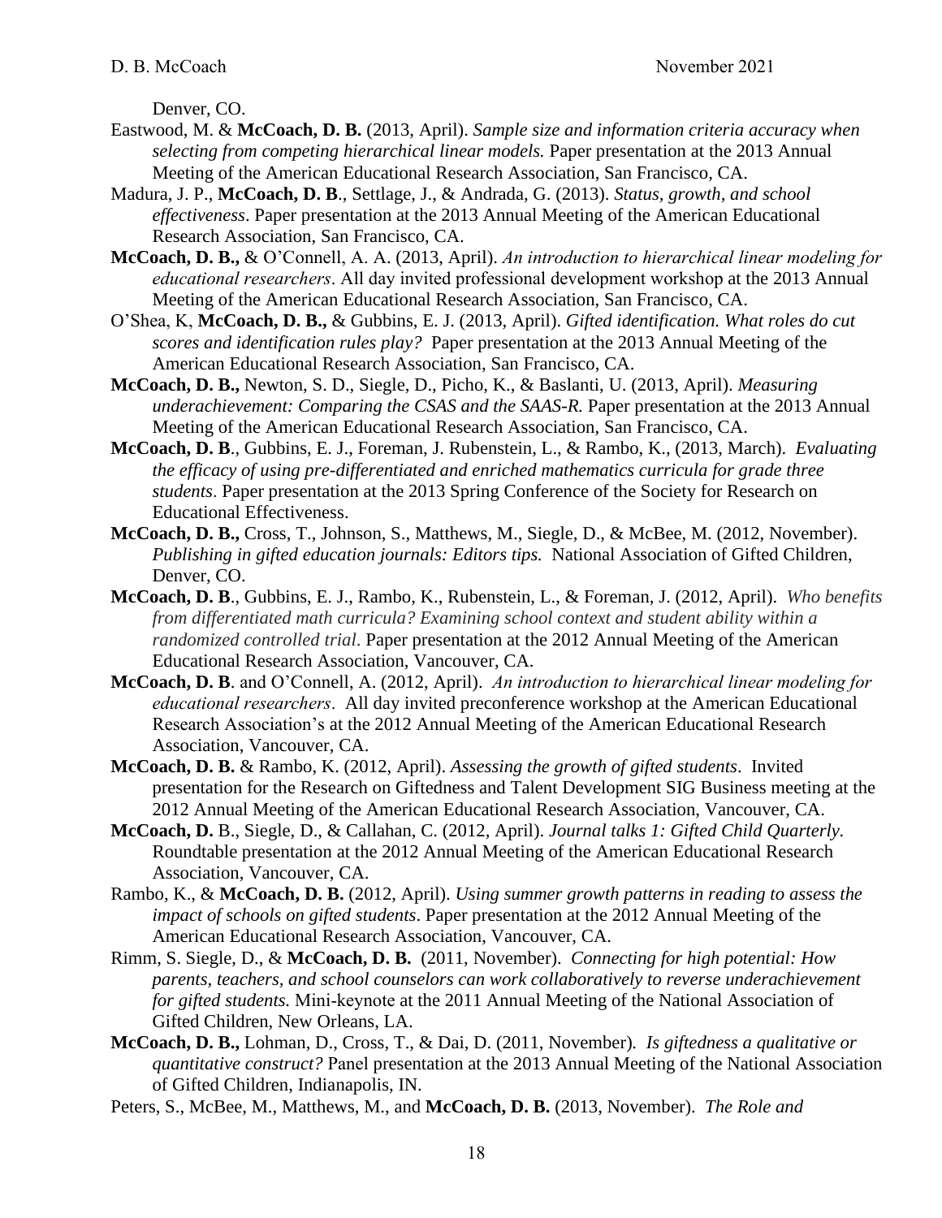Denver, CO.

Eastwood, M. & **McCoach, D. B.** (2013, April). *Sample size and information criteria accuracy when selecting from competing hierarchical linear models.* Paper presentation at the 2013 Annual Meeting of the American Educational Research Association, San Francisco, CA.

Madura, J. P., **McCoach, D. B**., Settlage, J., & Andrada, G. (2013). *Status, growth, and school effectiveness*. Paper presentation at the 2013 Annual Meeting of the American Educational Research Association, San Francisco, CA.

**McCoach, D. B.,** & O'Connell, A. A. (2013, April). *An introduction to hierarchical linear modeling for educational researchers*. All day invited professional development workshop at the 2013 Annual Meeting of the American Educational Research Association, San Francisco, CA.

O'Shea, K, **McCoach, D. B.,** & Gubbins, E. J. (2013, April). *Gifted identification. What roles do cut scores and identification rules play?* Paper presentation at the 2013 Annual Meeting of the American Educational Research Association, San Francisco, CA.

**McCoach, D. B.,** Newton, S. D., Siegle, D., Picho, K., & Baslanti, U. (2013, April). *Measuring underachievement: Comparing the CSAS and the SAAS-R.* Paper presentation at the 2013 Annual Meeting of the American Educational Research Association, San Francisco, CA.

**McCoach, D. B**., Gubbins, E. J., Foreman, J. Rubenstein, L., & Rambo, K., (2013, March). *Evaluating the efficacy of using pre-differentiated and enriched mathematics curricula for grade three students*. Paper presentation at the 2013 Spring Conference of the Society for Research on Educational Effectiveness.

**McCoach, D. B.,** Cross, T., Johnson, S., Matthews, M., Siegle, D., & McBee, M. (2012, November). *Publishing in gifted education journals: Editors tips.* National Association of Gifted Children, Denver, CO.

**McCoach, D. B**., Gubbins, E. J., Rambo, K., Rubenstein, L., & Foreman, J. (2012, April). *Who benefits from differentiated math curricula? Examining school context and student ability within a randomized controlled trial*. Paper presentation at the 2012 Annual Meeting of the American Educational Research Association, Vancouver, CA.

**McCoach, D. B**. and O'Connell, A. (2012, April). *An introduction to hierarchical linear modeling for educational researchers*. All day invited preconference workshop at the American Educational Research Association's at the 2012 Annual Meeting of the American Educational Research Association, Vancouver, CA.

**McCoach, D. B.** & Rambo, K. (2012, April). *Assessing the growth of gifted students*. Invited presentation for the Research on Giftedness and Talent Development SIG Business meeting at the 2012 Annual Meeting of the American Educational Research Association, Vancouver, CA.

**McCoach, D.** B., Siegle, D., & Callahan, C. (2012, April). *Journal talks 1: Gifted Child Quarterly.* Roundtable presentation at the 2012 Annual Meeting of the American Educational Research Association, Vancouver, CA.

Rambo, K., & **McCoach, D. B.** (2012, April). *Using summer growth patterns in reading to assess the impact of schools on gifted students*. Paper presentation at the 2012 Annual Meeting of the American Educational Research Association, Vancouver, CA.

Rimm, S. Siegle, D., & **McCoach, D. B.** (2011, November). *Connecting for high potential: How parents, teachers, and school counselors can work collaboratively to reverse underachievement for gifted students.* Mini-keynote at the 2011 Annual Meeting of the National Association of Gifted Children, New Orleans, LA.

**McCoach, D. B.,** Lohman, D., Cross, T., & Dai, D. (2011, November)*. Is giftedness a qualitative or quantitative construct?* Panel presentation at the 2013 Annual Meeting of the National Association of Gifted Children, Indianapolis, IN.

Peters, S., McBee, M., Matthews, M., and **McCoach, D. B.** (2013, November). *The Role and*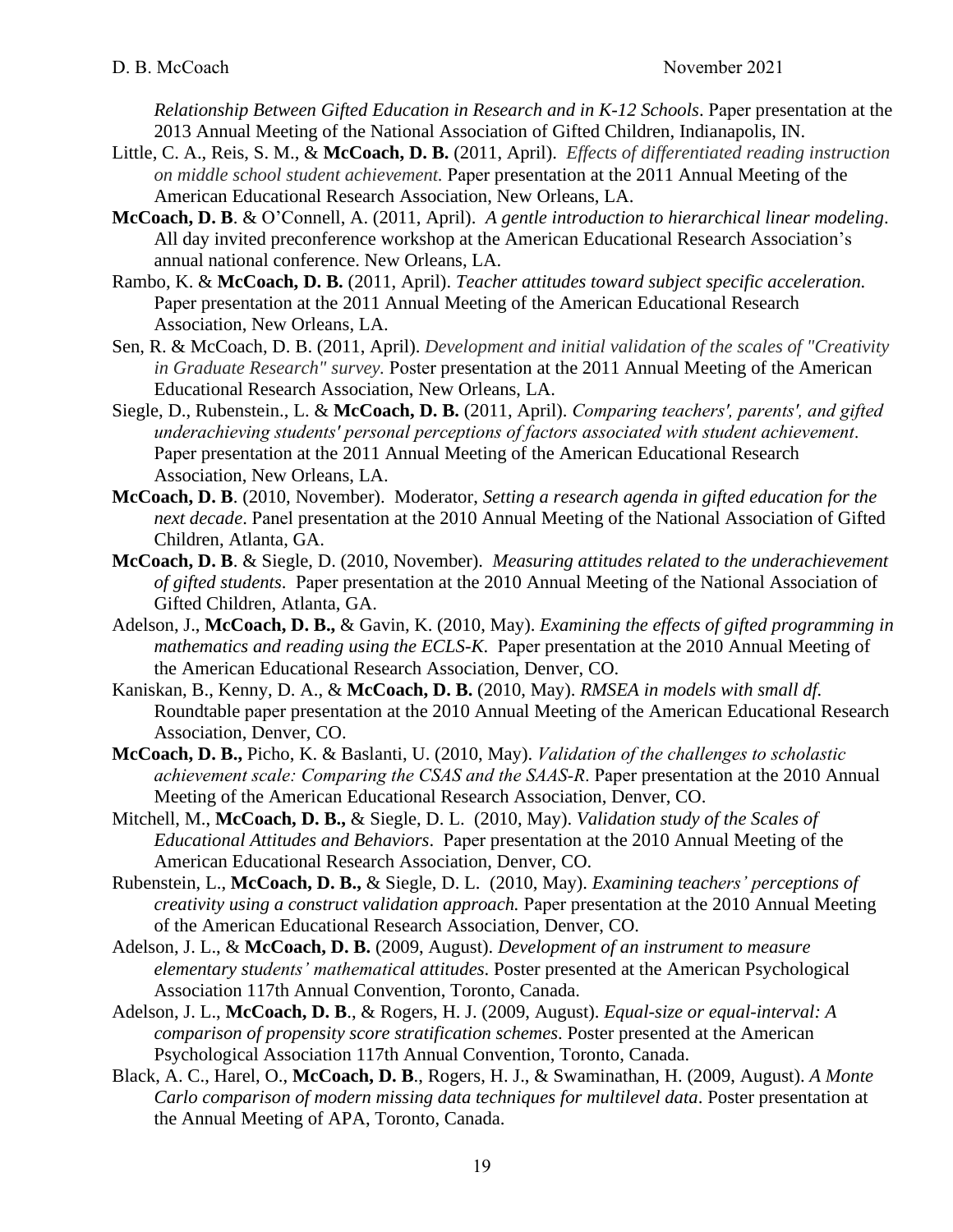*Relationship Between Gifted Education in Research and in K-12 Schools*. Paper presentation at the 2013 Annual Meeting of the National Association of Gifted Children, Indianapolis, IN.

Little, C. A., Reis, S. M., & **McCoach, D. B.** (2011, April). *Effects of differentiated reading instruction on middle school student achievement.* Paper presentation at the 2011 Annual Meeting of the American Educational Research Association, New Orleans, LA.

**McCoach, D. B**. & O'Connell, A. (2011, April). *A gentle introduction to hierarchical linear modeling*. All day invited preconference workshop at the American Educational Research Association's annual national conference. New Orleans, LA.

Rambo, K. & **McCoach, D. B.** (2011, April). *Teacher attitudes toward subject specific acceleration.* Paper presentation at the 2011 Annual Meeting of the American Educational Research Association, New Orleans, LA.

Sen, R. & McCoach, D. B. (2011, April). *Development and initial validation of the scales of "Creativity in Graduate Research" survey.* Poster presentation at the 2011 Annual Meeting of the American Educational Research Association, New Orleans, LA.

Siegle, D., Rubenstein., L. & **McCoach, D. B.** (2011, April). *Comparing teachers', parents', and gifted underachieving students' personal perceptions of factors associated with student achievement*. Paper presentation at the 2011 Annual Meeting of the American Educational Research Association, New Orleans, LA.

**McCoach, D. B**. (2010, November). Moderator, *Setting a research agenda in gifted education for the next decade*. Panel presentation at the 2010 Annual Meeting of the National Association of Gifted Children, Atlanta, GA.

**McCoach, D. B**. & Siegle, D. (2010, November). *Measuring attitudes related to the underachievement of gifted students*. Paper presentation at the 2010 Annual Meeting of the National Association of Gifted Children, Atlanta, GA.

Adelson, J., **McCoach, D. B.,** & Gavin, K. (2010, May). *Examining the effects of gifted programming in mathematics and reading using the ECLS-K.* Paper presentation at the 2010 Annual Meeting of the American Educational Research Association, Denver, CO.

Kaniskan, B., Kenny, D. A., & **McCoach, D. B.** (2010, May). *RMSEA in models with small df.* Roundtable paper presentation at the 2010 Annual Meeting of the American Educational Research Association, Denver, CO.

**McCoach, D. B.,** Picho, K. & Baslanti, U. (2010, May). *Validation of the challenges to scholastic achievement scale: Comparing the CSAS and the SAAS-R*. Paper presentation at the 2010 Annual Meeting of the American Educational Research Association, Denver, CO.

Mitchell, M., **McCoach, D. B.,** & Siegle, D. L. (2010, May). *Validation study of the Scales of Educational Attitudes and Behaviors*. Paper presentation at the 2010 Annual Meeting of the American Educational Research Association, Denver, CO.

Rubenstein, L., **McCoach, D. B.,** & Siegle, D. L. (2010, May). *Examining teachers' perceptions of creativity using a construct validation approach.* Paper presentation at the 2010 Annual Meeting of the American Educational Research Association, Denver, CO.

Adelson, J. L., & **McCoach, D. B.** (2009, August). *Development of an instrument to measure elementary students' mathematical attitudes*. Poster presented at the American Psychological Association 117th Annual Convention, Toronto, Canada.

Adelson, J. L., **McCoach, D. B**., & Rogers, H. J. (2009, August). *Equal-size or equal-interval: A comparison of propensity score stratification schemes*. Poster presented at the American Psychological Association 117th Annual Convention, Toronto, Canada.

Black, A. C., Harel, O., **McCoach, D. B**., Rogers, H. J., & Swaminathan, H. (2009, August). *A Monte Carlo comparison of modern missing data techniques for multilevel data*. Poster presentation at the Annual Meeting of APA, Toronto, Canada.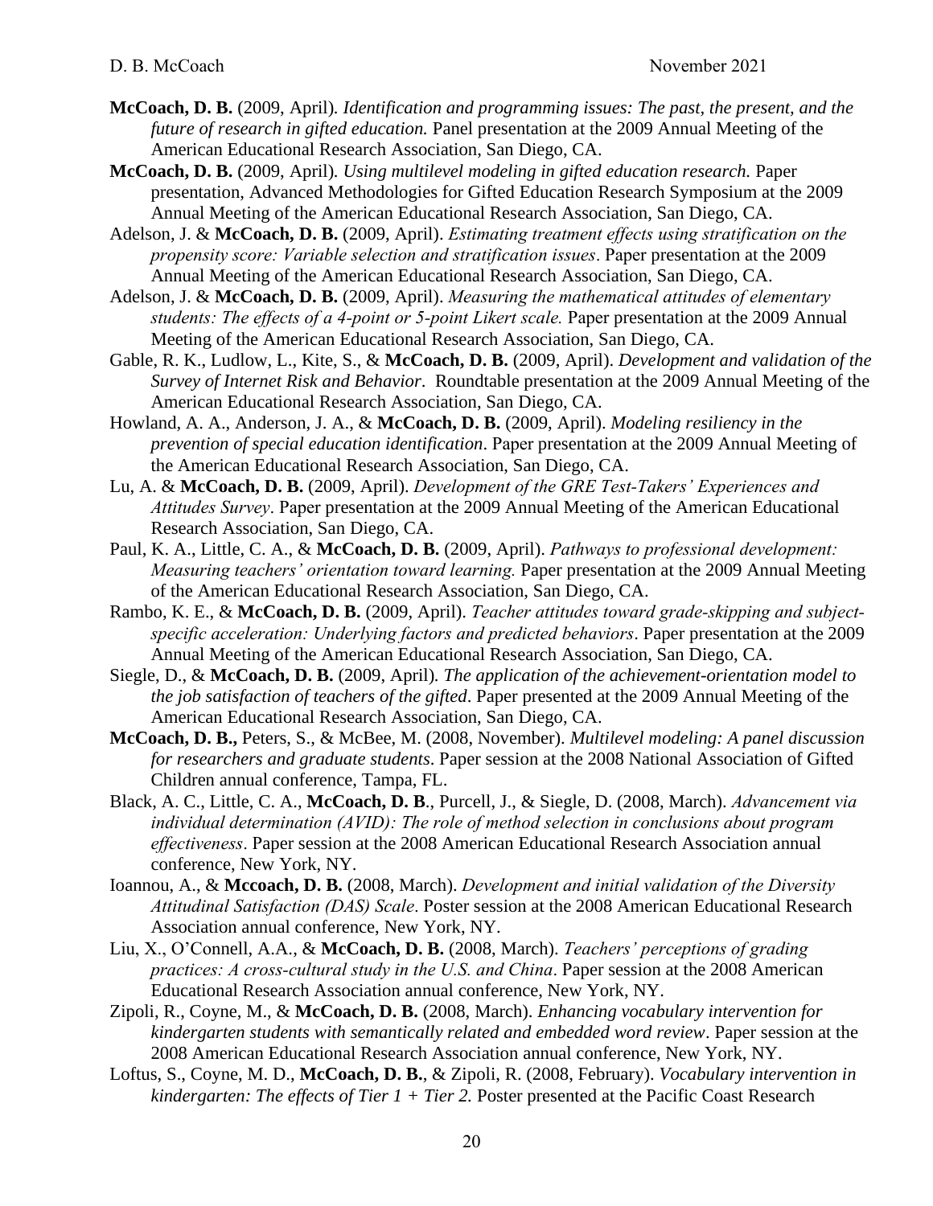**McCoach, D. B.** (2009, April). *Identification and programming issues: The past, the present, and the future of research in gifted education.* Panel presentation at the 2009 Annual Meeting of the American Educational Research Association, San Diego, CA.

**McCoach, D. B.** (2009, April). *Using multilevel modeling in gifted education research.* Paper presentation, Advanced Methodologies for Gifted Education Research Symposium at the 2009 Annual Meeting of the American Educational Research Association, San Diego, CA.

Adelson, J. & **McCoach, D. B.** (2009, April). *Estimating treatment effects using stratification on the propensity score: Variable selection and stratification issues*. Paper presentation at the 2009 Annual Meeting of the American Educational Research Association, San Diego, CA.

Adelson, J. & **McCoach, D. B.** (2009, April). *Measuring the mathematical attitudes of elementary students: The effects of a 4-point or 5-point Likert scale.* Paper presentation at the 2009 Annual Meeting of the American Educational Research Association, San Diego, CA.

Gable, R. K., Ludlow, L., Kite, S., & **McCoach, D. B.** (2009, April). *Development and validation of the Survey of Internet Risk and Behavior*. Roundtable presentation at the 2009 Annual Meeting of the American Educational Research Association, San Diego, CA.

Howland, A. A., Anderson, J. A., & **McCoach, D. B.** (2009, April). *Modeling resiliency in the prevention of special education identification*. Paper presentation at the 2009 Annual Meeting of the American Educational Research Association, San Diego, CA.

Lu, A. & **McCoach, D. B.** (2009, April). *Development of the GRE Test-Takers' Experiences and Attitudes Survey*. Paper presentation at the 2009 Annual Meeting of the American Educational Research Association, San Diego, CA.

Paul, K. A., Little, C. A., & **McCoach, D. B.** (2009, April). *Pathways to professional development: Measuring teachers' orientation toward learning.* Paper presentation at the 2009 Annual Meeting of the American Educational Research Association, San Diego, CA.

Rambo, K. E., & **McCoach, D. B.** (2009, April). *Teacher attitudes toward grade-skipping and subject-specific acceleration: Underlying factors and predicted behaviors*. Paper presentation at the 2009 Annual Meeting of the American Educational Research Association, San Diego, CA.

Siegle, D., & **McCoach, D. B.** (2009, April). *The application of the achievement-orientation model to the job satisfaction of teachers of the gifted*. Paper presented at the 2009 Annual Meeting of the American Educational Research Association, San Diego, CA.

**McCoach, D. B.,** Peters, S., & McBee, M. (2008, November). *Multilevel modeling: A panel discussion for researchers and graduate students*. Paper session at the 2008 National Association of Gifted Children annual conference, Tampa, FL.

Black, A. C., Little, C. A., **McCoach, D. B**., Purcell, J., & Siegle, D. (2008, March). *Advancement via individual determination (AVID): The role of method selection in conclusions about program effectiveness*. Paper session at the 2008 American Educational Research Association annual conference, New York, NY.

Ioannou, A., & **Mccoach, D. B.** (2008, March). *Development and initial validation of the Diversity Attitudinal Satisfaction (DAS) Scale*. Poster session at the 2008 American Educational Research Association annual conference, New York, NY.

Liu, X., O'Connell, A.A., & **McCoach, D. B.** (2008, March). *Teachers' perceptions of grading practices: A cross-cultural study in the U.S. and China*. Paper session at the 2008 American Educational Research Association annual conference, New York, NY.

Zipoli, R., Coyne, M., & **McCoach, D. B.** (2008, March). *Enhancing vocabulary intervention for kindergarten students with semantically related and embedded word review*. Paper session at the 2008 American Educational Research Association annual conference, New York, NY.

Loftus, S., Coyne, M. D., **McCoach, D. B.**, & Zipoli, R. (2008, February). *Vocabulary intervention in kindergarten: The effects of Tier 1 + Tier 2.* Poster presented at the Pacific Coast Research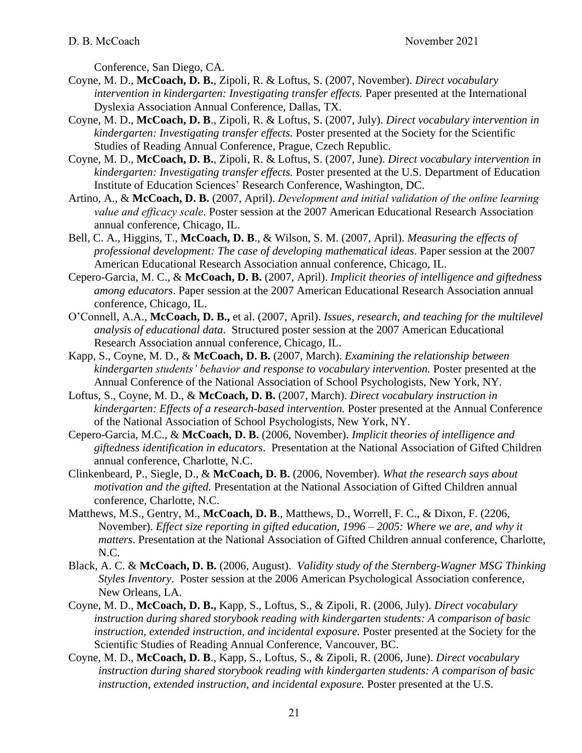Conference, San Diego, CA.

Coyne, M. D., **McCoach, D. B.**, Zipoli, R. & Loftus, S. (2007, November). *Direct vocabulary intervention in kindergarten: Investigating transfer effects.* Paper presented at the International Dyslexia Association Annual Conference, Dallas, TX.

Coyne, M. D., **McCoach, D. B**., Zipoli, R. & Loftus, S. (2007, July). *Direct vocabulary intervention in kindergarten: Investigating transfer effects.* Poster presented at the Society for the Scientific Studies of Reading Annual Conference, Prague, Czech Republic.

Coyne, M. D., **McCoach, D. B.**, Zipoli, R. & Loftus, S. (2007, June). *Direct vocabulary intervention in kindergarten: Investigating transfer effects.* Poster presented at the U.S. Department of Education Institute of Education Sciences' Research Conference, Washington, DC.

Artino, A., & **McCoach, D. B.** (2007, April). *Development and initial validation of the online learning value and efficacy scale*. Poster session at the 2007 American Educational Research Association annual conference, Chicago, IL.

Bell, C. A., Higgins, T., **McCoach, D. B**., & Wilson, S. M. (2007, April). *Measuring the effects of professional development: The case of developing mathematical ideas*. Paper session at the 2007 American Educational Research Association annual conference, Chicago, IL.

Cepero-Garcia, M. C., & **McCoach, D. B.** (2007, April). *Implicit theories of intelligence and giftedness among educators*. Paper session at the 2007 American Educational Research Association annual conference, Chicago, IL.

O'Connell, A.A., **McCoach, D. B.,** et al. (2007, April). *Issues, research, and teaching for the multilevel analysis of educational data*. Structured poster session at the 2007 American Educational Research Association annual conference, Chicago, IL.

Kapp, S., Coyne, M. D., & **McCoach, D. B.** (2007, March). *Examining the relationship between kindergarten students' behavior and response to vocabulary intervention.* Poster presented at the Annual Conference of the National Association of School Psychologists, New York, NY.

Loftus, S., Coyne, M. D., & **McCoach, D. B.** (2007, March). *Direct vocabulary instruction in kindergarten: Effects of a research-based intervention.* Poster presented at the Annual Conference of the National Association of School Psychologists, New York, NY.

Cepero-Garcia, M.C., & **McCoach, D. B.** (2006, November). *Implicit theories of intelligence and giftedness identification in educators*. Presentation at the National Association of Gifted Children annual conference, Charlotte, N.C.

Clinkenbeard, P., Siegle, D., & **McCoach, D. B.** (2006, November). *What the research says about motivation and the gifted.* Presentation at the National Association of Gifted Children annual conference, Charlotte, N.C.

Matthews, M.S., Gentry, M., **McCoach, D. B**., Matthews, D., Worrell, F. C., & Dixon, F. (2206, November). *Effect size reporting in gifted education, 1996 – 2005: Where we are, and why it matters*. Presentation at the National Association of Gifted Children annual conference, Charlotte, N.C.

Black, A. C. & **McCoach, D. B.** (2006, August). *Validity study of the Sternberg-Wagner MSG Thinking Styles Inventory*. Poster session at the 2006 American Psychological Association conference, New Orleans, LA.

Coyne, M. D., **McCoach, D. B.,** Kapp, S., Loftus, S., & Zipoli, R. (2006, July). *Direct vocabulary instruction during shared storybook reading with kindergarten students: A comparison of basic instruction, extended instruction, and incidental exposure.* Poster presented at the Society for the Scientific Studies of Reading Annual Conference, Vancouver, BC.

Coyne, M. D., **McCoach, D. B**., Kapp, S., Loftus, S., & Zipoli, R. (2006, June). *Direct vocabulary instruction during shared storybook reading with kindergarten students: A comparison of basic instruction, extended instruction, and incidental exposure.* Poster presented at the U.S.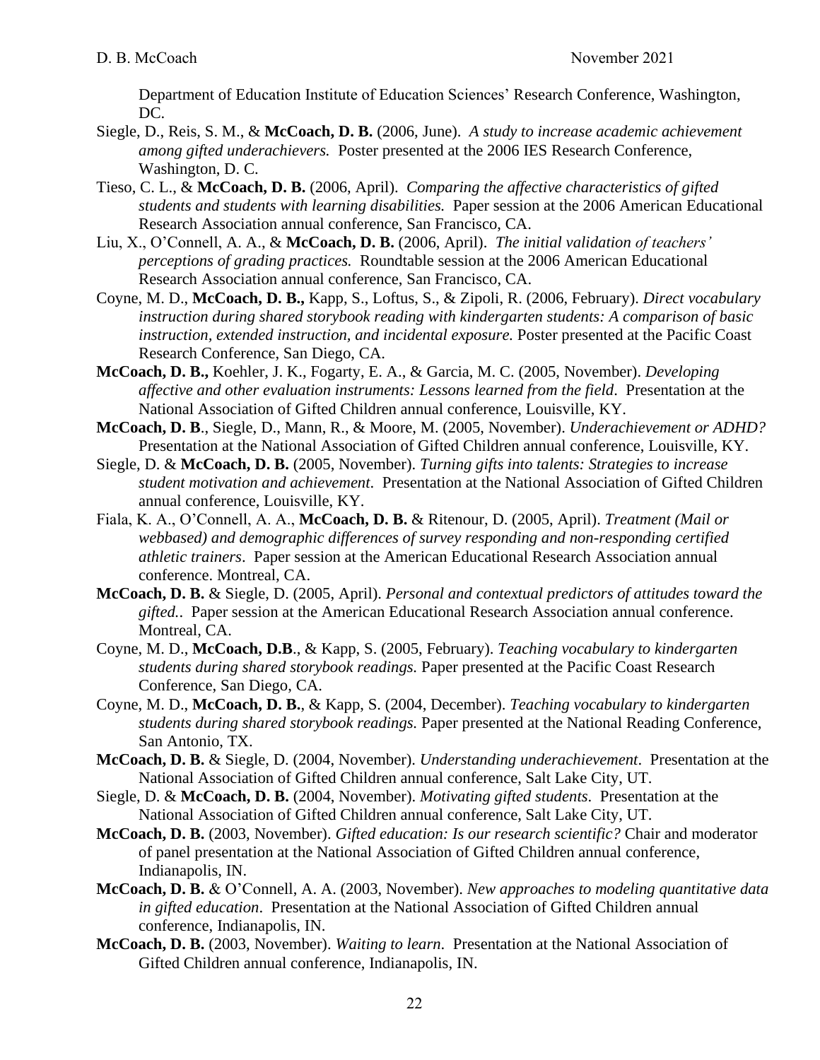Department of Education Institute of Education Sciences' Research Conference, Washington, DC.

Siegle, D., Reis, S. M., & **McCoach, D. B.** (2006, June). *A study to increase academic achievement among gifted underachievers.* Poster presented at the 2006 IES Research Conference, Washington, D. C.

Tieso, C. L., & **McCoach, D. B.** (2006, April). *Comparing the affective characteristics of gifted students and students with learning disabilities.* Paper session at the 2006 American Educational Research Association annual conference, San Francisco, CA.

Liu, X., O'Connell, A. A., & **McCoach, D. B.** (2006, April). *The initial validation of teachers' perceptions of grading practices.* Roundtable session at the 2006 American Educational Research Association annual conference, San Francisco, CA.

Coyne, M. D., **McCoach, D. B.,** Kapp, S., Loftus, S., & Zipoli, R. (2006, February). *Direct vocabulary instruction during shared storybook reading with kindergarten students: A comparison of basic instruction, extended instruction, and incidental exposure.* Poster presented at the Pacific Coast Research Conference, San Diego, CA.

**McCoach, D. B.,** Koehler, J. K., Fogarty, E. A., & Garcia, M. C. (2005, November). *Developing affective and other evaluation instruments: Lessons learned from the field*. Presentation at the National Association of Gifted Children annual conference, Louisville, KY.

**McCoach, D. B**., Siegle, D., Mann, R., & Moore, M. (2005, November). *Underachievement or ADHD?* Presentation at the National Association of Gifted Children annual conference, Louisville, KY.

Siegle, D. & **McCoach, D. B.** (2005, November). *Turning gifts into talents: Strategies to increase student motivation and achievement*. Presentation at the National Association of Gifted Children annual conference, Louisville, KY.

Fiala, K. A., O'Connell, A. A., **McCoach, D. B.** & Ritenour, D. (2005, April). *Treatment (Mail or webbased) and demographic differences of survey responding and non-responding certified athletic trainers*. Paper session at the American Educational Research Association annual conference. Montreal, CA.

**McCoach, D. B.** & Siegle, D. (2005, April). *Personal and contextual predictors of attitudes toward the gifted.*. Paper session at the American Educational Research Association annual conference. Montreal, CA.

Coyne, M. D., **McCoach, D.B**., & Kapp, S. (2005, February). *Teaching vocabulary to kindergarten students during shared storybook readings.* Paper presented at the Pacific Coast Research Conference, San Diego, CA.

Coyne, M. D., **McCoach, D. B.**, & Kapp, S. (2004, December). *Teaching vocabulary to kindergarten students during shared storybook readings.* Paper presented at the National Reading Conference, San Antonio, TX.

**McCoach, D. B.** & Siegle, D. (2004, November). *Understanding underachievement*. Presentation at the National Association of Gifted Children annual conference, Salt Lake City, UT.

Siegle, D. & **McCoach, D. B.** (2004, November). *Motivating gifted students*. Presentation at the National Association of Gifted Children annual conference, Salt Lake City, UT.

**McCoach, D. B.** (2003, November). *Gifted education: Is our research scientific?* Chair and moderator of panel presentation at the National Association of Gifted Children annual conference, Indianapolis, IN.

**McCoach, D. B.** & O'Connell, A. A. (2003, November). *New approaches to modeling quantitative data in gifted education*. Presentation at the National Association of Gifted Children annual conference, Indianapolis, IN.

**McCoach, D. B.** (2003, November). *Waiting to learn*. Presentation at the National Association of Gifted Children annual conference, Indianapolis, IN.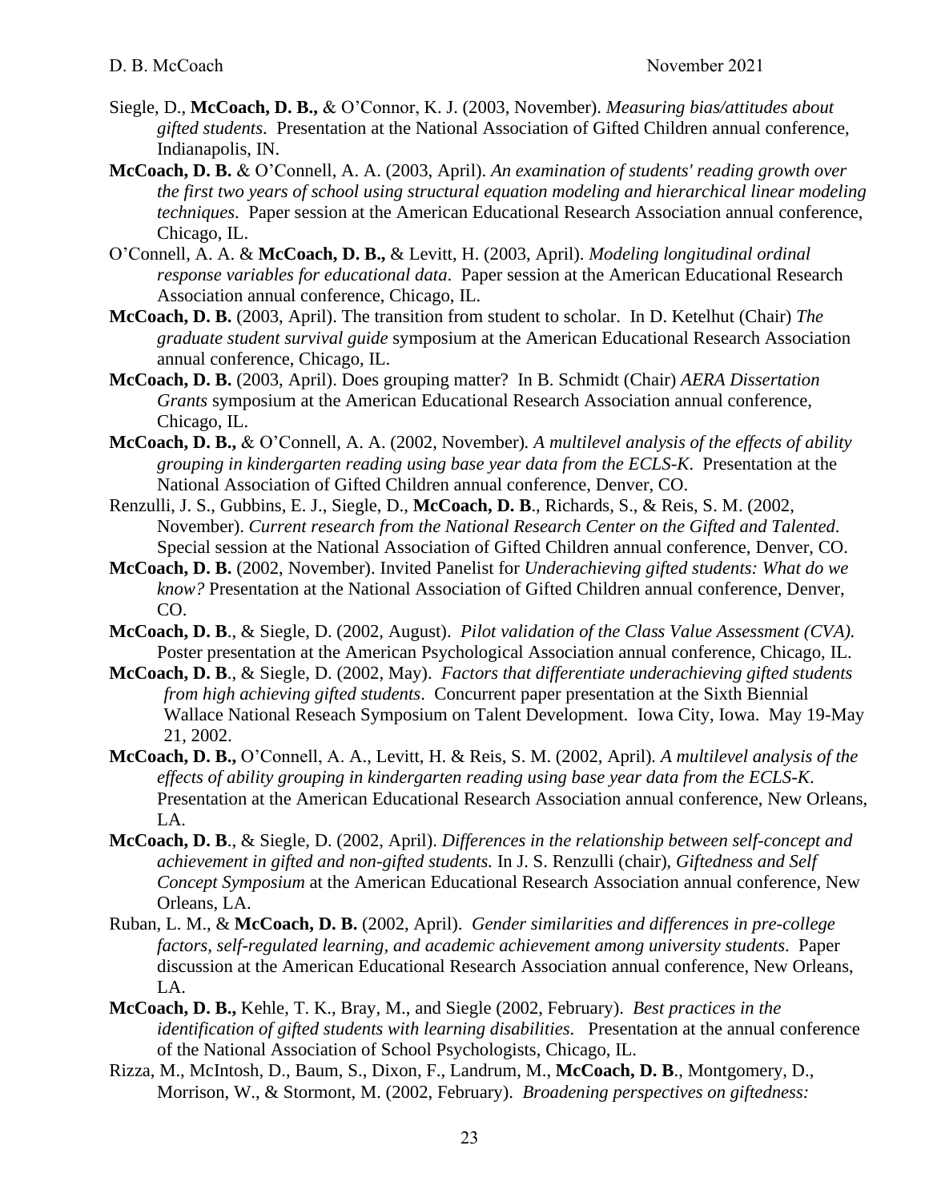Siegle, D., **McCoach, D. B.,** & O'Connor, K. J. (2003, November). *Measuring bias/attitudes about gifted students*. Presentation at the National Association of Gifted Children annual conference, Indianapolis, IN.

**McCoach, D. B.** & O'Connell, A. A. (2003, April). *An examination of students' reading growth over the first two years of school using structural equation modeling and hierarchical linear modeling techniques*. Paper session at the American Educational Research Association annual conference, Chicago, IL.

O'Connell, A. A. & **McCoach, D. B.,** & Levitt, H. (2003, April). *Modeling longitudinal ordinal response variables for educational data*. Paper session at the American Educational Research Association annual conference, Chicago, IL.

**McCoach, D. B.** (2003, April). The transition from student to scholar. In D. Ketelhut (Chair) *The graduate student survival guide* symposium at the American Educational Research Association annual conference, Chicago, IL.

**McCoach, D. B.** (2003, April). Does grouping matter? In B. Schmidt (Chair) *AERA Dissertation Grants* symposium at the American Educational Research Association annual conference, Chicago, IL.

**McCoach, D. B.,** & O'Connell, A. A. (2002, November). *A multilevel analysis of the effects of ability grouping in kindergarten reading using base year data from the ECLS-K*. Presentation at the National Association of Gifted Children annual conference, Denver, CO.

Renzulli, J. S., Gubbins, E. J., Siegle, D., **McCoach, D. B**., Richards, S., & Reis, S. M. (2002, November). *Current research from the National Research Center on the Gifted and Talented*. Special session at the National Association of Gifted Children annual conference, Denver, CO.

**McCoach, D. B.** (2002, November). Invited Panelist for *Underachieving gifted students: What do we know?* Presentation at the National Association of Gifted Children annual conference, Denver, CO.

**McCoach, D. B**., & Siegle, D. (2002, August). *Pilot validation of the Class Value Assessment (CVA).* Poster presentation at the American Psychological Association annual conference, Chicago, IL.

**McCoach, D. B**., & Siegle, D. (2002, May). *Factors that differentiate underachieving gifted students from high achieving gifted students*. Concurrent paper presentation at the Sixth Biennial Wallace National Reseach Symposium on Talent Development. Iowa City, Iowa. May 19-May 21, 2002.

**McCoach, D. B.,** O'Connell, A. A., Levitt, H. & Reis, S. M. (2002, April). *A multilevel analysis of the effects of ability grouping in kindergarten reading using base year data from the ECLS-K*. Presentation at the American Educational Research Association annual conference, New Orleans, LA.

**McCoach, D. B**., & Siegle, D. (2002, April). *Differences in the relationship between self-concept and achievement in gifted and non-gifted students.* In J. S. Renzulli (chair), *Giftedness and Self Concept Symposium* at the American Educational Research Association annual conference, New Orleans, LA.

Ruban, L. M., & **McCoach, D. B.** (2002, April). *Gender similarities and differences in pre-college factors, self-regulated learning, and academic achievement among university students*. Paper discussion at the American Educational Research Association annual conference, New Orleans, LA.

**McCoach, D. B.,** Kehle, T. K., Bray, M., and Siegle (2002, February). *Best practices in the identification of gifted students with learning disabilities*. Presentation at the annual conference of the National Association of School Psychologists, Chicago, IL.

Rizza, M., McIntosh, D., Baum, S., Dixon, F., Landrum, M., **McCoach, D. B**., Montgomery, D., Morrison, W., & Stormont, M. (2002, February). *Broadening perspectives on giftedness:*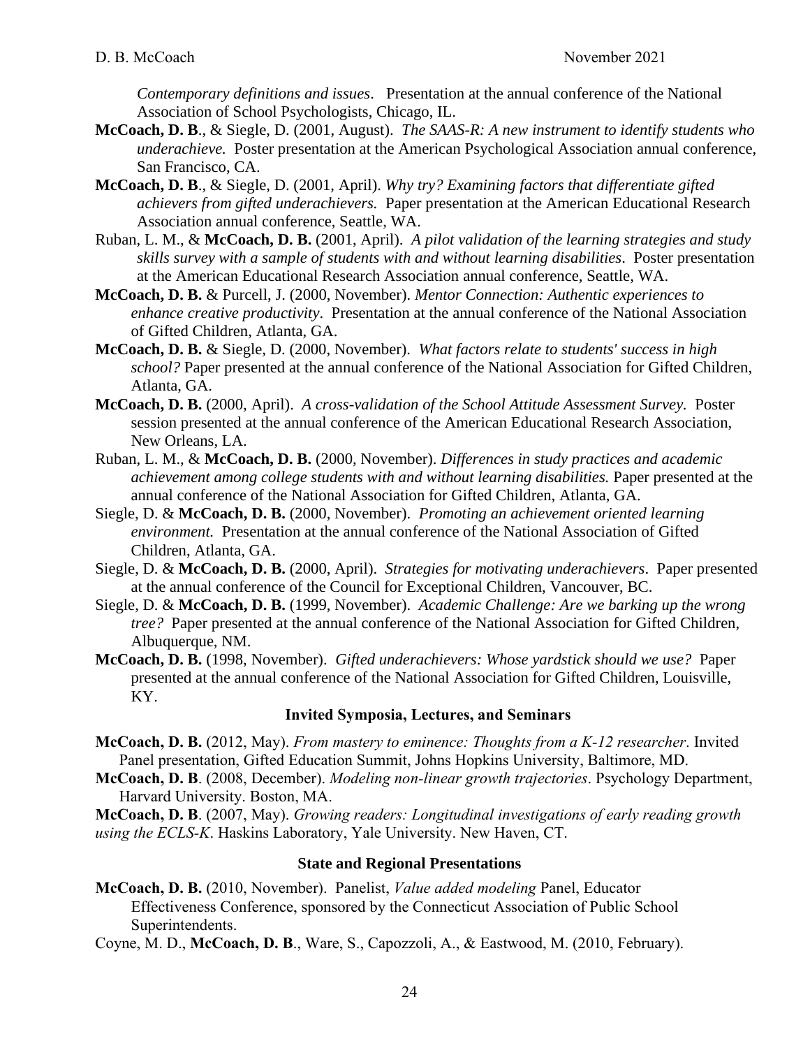*Contemporary definitions and issues*. Presentation at the annual conference of the National Association of School Psychologists, Chicago, IL.

**McCoach, D. B**., & Siegle, D. (2001, August). *The SAAS-R: A new instrument to identify students who underachieve.* Poster presentation at the American Psychological Association annual conference, San Francisco, CA.

**McCoach, D. B**., & Siegle, D. (2001, April). *Why try? Examining factors that differentiate gifted achievers from gifted underachievers.* Paper presentation at the American Educational Research Association annual conference, Seattle, WA.

Ruban, L. M., & **McCoach, D. B.** (2001, April). *A pilot validation of the learning strategies and study skills survey with a sample of students with and without learning disabilities*. Poster presentation at the American Educational Research Association annual conference, Seattle, WA.

**McCoach, D. B.** & Purcell, J. (2000, November). *Mentor Connection: Authentic experiences to enhance creative productivity*. Presentation at the annual conference of the National Association of Gifted Children, Atlanta, GA.

**McCoach, D. B.** & Siegle, D. (2000, November). *What factors relate to students' success in high school?* Paper presented at the annual conference of the National Association for Gifted Children, Atlanta, GA.

**McCoach, D. B.** (2000, April). *A cross-validation of the School Attitude Assessment Survey.* Poster session presented at the annual conference of the American Educational Research Association, New Orleans, LA.

Ruban, L. M., & **McCoach, D. B.** (2000, November). *Differences in study practices and academic achievement among college students with and without learning disabilities.* Paper presented at the annual conference of the National Association for Gifted Children, Atlanta, GA.

Siegle, D. & **McCoach, D. B.** (2000, November). *Promoting an achievement oriented learning environment.* Presentation at the annual conference of the National Association of Gifted Children, Atlanta, GA.

Siegle, D. & **McCoach, D. B.** (2000, April). *Strategies for motivating underachievers*. Paper presented at the annual conference of the Council for Exceptional Children, Vancouver, BC.

Siegle, D. & **McCoach, D. B.** (1999, November). *Academic Challenge: Are we barking up the wrong tree?* Paper presented at the annual conference of the National Association for Gifted Children, Albuquerque, NM.

**McCoach, D. B.** (1998, November). *Gifted underachievers: Whose yardstick should we use?* Paper presented at the annual conference of the National Association for Gifted Children, Louisville, KY.

### Invited Symposia, Lectures, and Seminars

**McCoach, D. B.** (2012, May). *From mastery to eminence: Thoughts from a K-12 researcher*. Invited Panel presentation, Gifted Education Summit, Johns Hopkins University, Baltimore, MD.

**McCoach, D. B**. (2008, December). *Modeling non-linear growth trajectories*. Psychology Department, Harvard University. Boston, MA.

**McCoach, D. B**. (2007, May). *Growing readers: Longitudinal investigations of early reading growth using the ECLS-K*. Haskins Laboratory, Yale University. New Haven, CT.

### State and Regional Presentations

**McCoach, D. B.** (2010, November). Panelist, *Value added modeling* Panel, Educator Effectiveness Conference, sponsored by the Connecticut Association of Public School Superintendents.

Coyne, M. D., **McCoach, D. B**., Ware, S., Capozzoli, A., & Eastwood, M. (2010, February).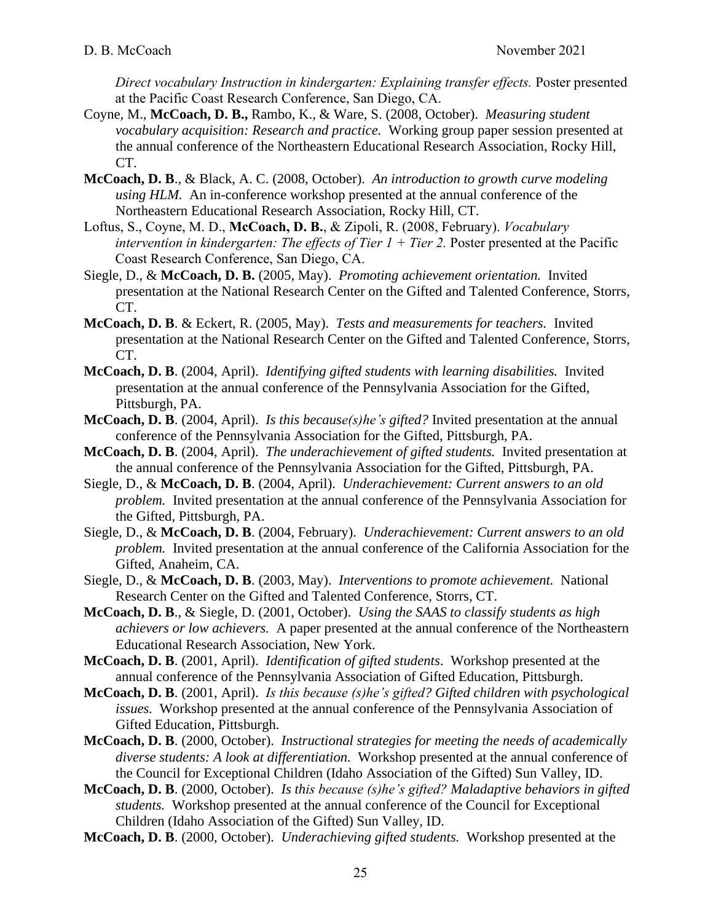*Direct vocabulary Instruction in kindergarten: Explaining transfer effects.* Poster presented at the Pacific Coast Research Conference, San Diego, CA.

Coyne, M., **McCoach, D. B.,** Rambo, K., & Ware, S. (2008, October). *Measuring student vocabulary acquisition: Research and practice.* Working group paper session presented at the annual conference of the Northeastern Educational Research Association, Rocky Hill, CT.

**McCoach, D. B**., & Black, A. C. (2008, October). *An introduction to growth curve modeling using HLM.* An in-conference workshop presented at the annual conference of the Northeastern Educational Research Association, Rocky Hill, CT.

Loftus, S., Coyne, M. D., **McCoach, D. B.**, & Zipoli, R. (2008, February). *Vocabulary intervention in kindergarten: The effects of Tier 1 + Tier 2.* Poster presented at the Pacific Coast Research Conference, San Diego, CA.

Siegle, D., & **McCoach, D. B.** (2005, May). *Promoting achievement orientation.* Invited presentation at the National Research Center on the Gifted and Talented Conference, Storrs, CT.

**McCoach, D. B**. & Eckert, R. (2005, May). *Tests and measurements for teachers.* Invited presentation at the National Research Center on the Gifted and Talented Conference, Storrs, CT.

**McCoach, D. B**. (2004, April). *Identifying gifted students with learning disabilities.* Invited presentation at the annual conference of the Pennsylvania Association for the Gifted, Pittsburgh, PA.

**McCoach, D. B**. (2004, April). *Is this because(s)he's gifted?* Invited presentation at the annual conference of the Pennsylvania Association for the Gifted, Pittsburgh, PA.

**McCoach, D. B**. (2004, April). *The underachievement of gifted students.* Invited presentation at the annual conference of the Pennsylvania Association for the Gifted, Pittsburgh, PA.

Siegle, D., & **McCoach, D. B**. (2004, April). *Underachievement: Current answers to an old problem.* Invited presentation at the annual conference of the Pennsylvania Association for the Gifted, Pittsburgh, PA.

Siegle, D., & **McCoach, D. B**. (2004, February). *Underachievement: Current answers to an old problem.* Invited presentation at the annual conference of the California Association for the Gifted, Anaheim, CA.

Siegle, D., & **McCoach, D. B**. (2003, May). *Interventions to promote achievement.* National Research Center on the Gifted and Talented Conference, Storrs, CT.

**McCoach, D. B**., & Siegle, D. (2001, October). *Using the SAAS to classify students as high achievers or low achievers.* A paper presented at the annual conference of the Northeastern Educational Research Association, New York.

**McCoach, D. B**. (2001, April). *Identification of gifted students*. Workshop presented at the annual conference of the Pennsylvania Association of Gifted Education, Pittsburgh.

**McCoach, D. B**. (2001, April). *Is this because (s)he's gifted? Gifted children with psychological issues.* Workshop presented at the annual conference of the Pennsylvania Association of Gifted Education, Pittsburgh.

**McCoach, D. B**. (2000, October). *Instructional strategies for meeting the needs of academically diverse students: A look at differentiation.* Workshop presented at the annual conference of the Council for Exceptional Children (Idaho Association of the Gifted) Sun Valley, ID.

**McCoach, D. B**. (2000, October). *Is this because (s)he's gifted? Maladaptive behaviors in gifted students.* Workshop presented at the annual conference of the Council for Exceptional Children (Idaho Association of the Gifted) Sun Valley, ID.

**McCoach, D. B**. (2000, October). *Underachieving gifted students.* Workshop presented at the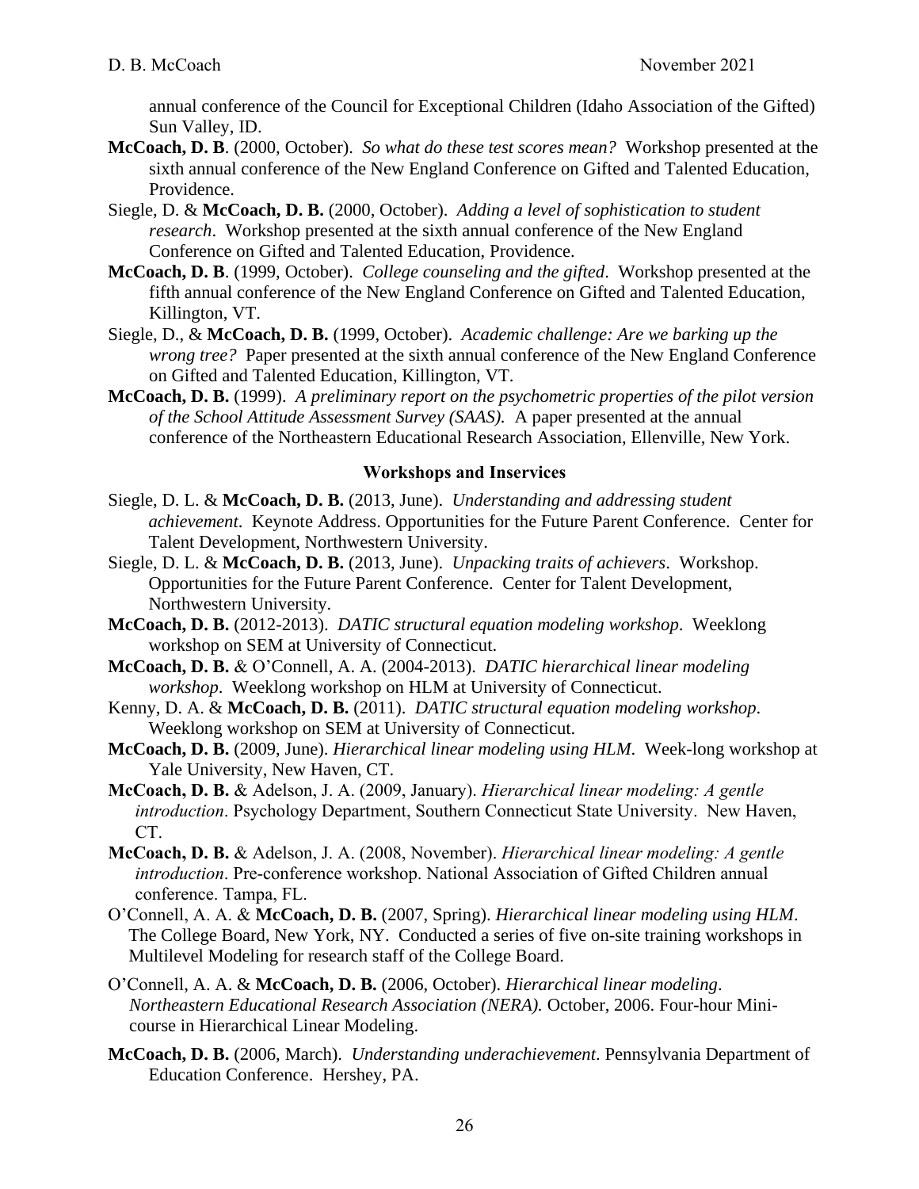annual conference of the Council for Exceptional Children (Idaho Association of the Gifted) Sun Valley, ID.

**McCoach, D. B**. (2000, October). *So what do these test scores mean?* Workshop presented at the sixth annual conference of the New England Conference on Gifted and Talented Education, Providence.

Siegle, D. & **McCoach, D. B.** (2000, October). *Adding a level of sophistication to student research*. Workshop presented at the sixth annual conference of the New England Conference on Gifted and Talented Education, Providence.

**McCoach, D. B**. (1999, October). *College counseling and the gifted*. Workshop presented at the fifth annual conference of the New England Conference on Gifted and Talented Education, Killington, VT.

Siegle, D., & **McCoach, D. B.** (1999, October). *Academic challenge: Are we barking up the wrong tree?* Paper presented at the sixth annual conference of the New England Conference on Gifted and Talented Education, Killington, VT.

**McCoach, D. B.** (1999). *A preliminary report on the psychometric properties of the pilot version of the School Attitude Assessment Survey (SAAS).* A paper presented at the annual conference of the Northeastern Educational Research Association, Ellenville, New York.

### Workshops and Inservices

Siegle, D. L. & **McCoach, D. B.** (2013, June). *Understanding and addressing student achievement*. Keynote Address. Opportunities for the Future Parent Conference. Center for Talent Development, Northwestern University.

Siegle, D. L. & **McCoach, D. B.** (2013, June). *Unpacking traits of achievers*. Workshop. Opportunities for the Future Parent Conference. Center for Talent Development, Northwestern University.

**McCoach, D. B.** (2012-2013). *DATIC structural equation modeling workshop*. Weeklong workshop on SEM at University of Connecticut.

**McCoach, D. B.** & O'Connell, A. A. (2004-2013). *DATIC hierarchical linear modeling workshop*. Weeklong workshop on HLM at University of Connecticut.

Kenny, D. A. & **McCoach, D. B.** (2011). *DATIC structural equation modeling workshop*. Weeklong workshop on SEM at University of Connecticut.

**McCoach, D. B.** (2009, June). *Hierarchical linear modeling using HLM*. Week-long workshop at Yale University, New Haven, CT.

**McCoach, D. B.** & Adelson, J. A. (2009, January). *Hierarchical linear modeling: A gentle introduction*. Psychology Department, Southern Connecticut State University. New Haven, CT.

**McCoach, D. B.** & Adelson, J. A. (2008, November). *Hierarchical linear modeling: A gentle introduction*. Pre-conference workshop. National Association of Gifted Children annual conference. Tampa, FL.

O'Connell, A. A. & **McCoach, D. B.** (2007, Spring). *Hierarchical linear modeling using HLM*. The College Board, New York, NY. Conducted a series of five on-site training workshops in Multilevel Modeling for research staff of the College Board.

O'Connell, A. A. & **McCoach, D. B.** (2006, October). *Hierarchical linear modeling*. *Northeastern Educational Research Association (NERA).* October, 2006. Four-hour Mini-course in Hierarchical Linear Modeling.

**McCoach, D. B.** (2006, March). *Understanding underachievement*. Pennsylvania Department of Education Conference. Hershey, PA.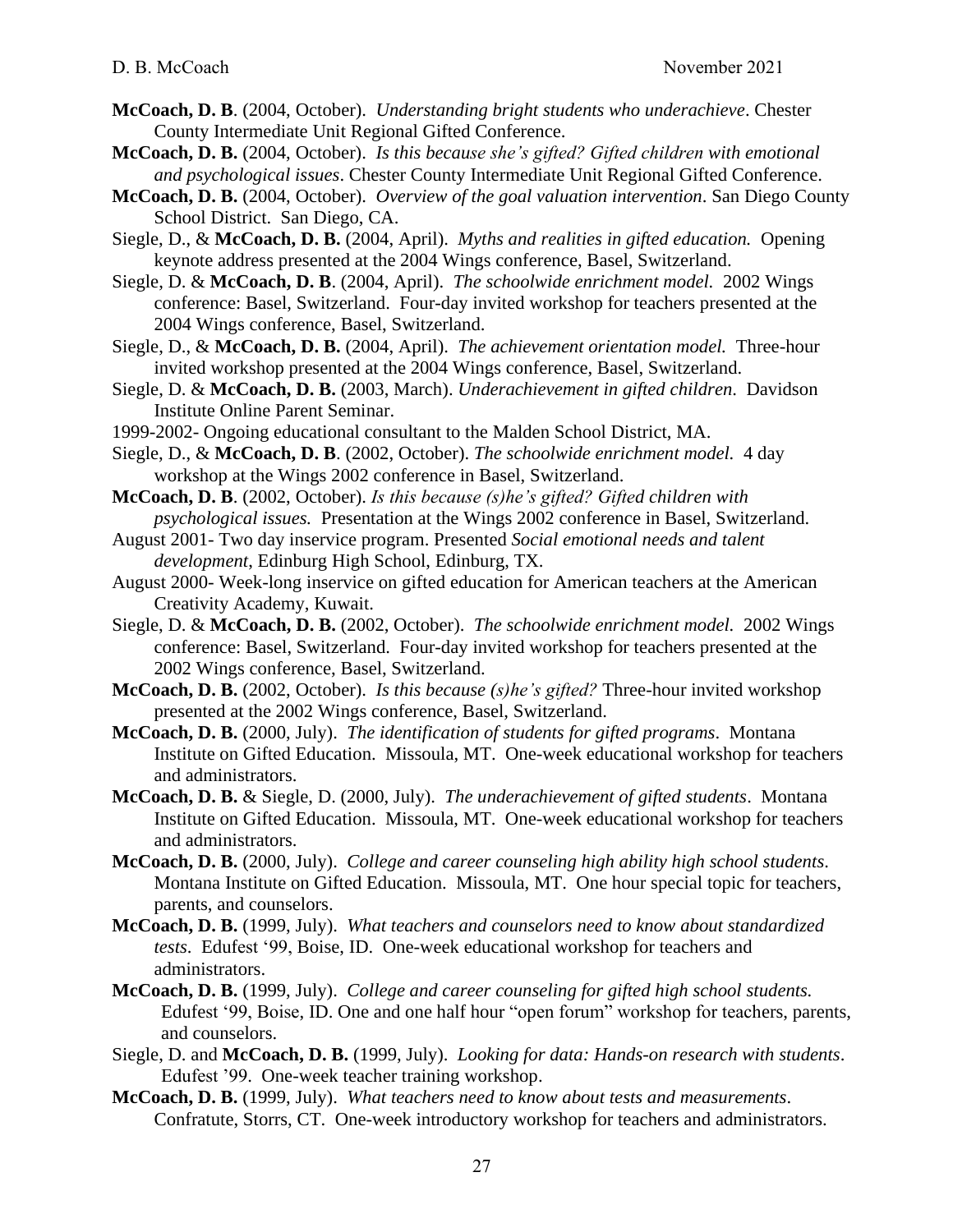**McCoach, D. B**. (2004, October). *Understanding bright students who underachieve*. Chester County Intermediate Unit Regional Gifted Conference.

**McCoach, D. B.** (2004, October). *Is this because she's gifted? Gifted children with emotional and psychological issues*. Chester County Intermediate Unit Regional Gifted Conference.

**McCoach, D. B.** (2004, October). *Overview of the goal valuation intervention*. San Diego County School District. San Diego, CA.

Siegle, D., & **McCoach, D. B.** (2004, April). *Myths and realities in gifted education.* Opening keynote address presented at the 2004 Wings conference, Basel, Switzerland.

Siegle, D. & **McCoach, D. B**. (2004, April). *The schoolwide enrichment model.* 2002 Wings conference: Basel, Switzerland. Four-day invited workshop for teachers presented at the 2004 Wings conference, Basel, Switzerland.

Siegle, D., & **McCoach, D. B.** (2004, April). *The achievement orientation model.* Three-hour invited workshop presented at the 2004 Wings conference, Basel, Switzerland.

Siegle, D. & **McCoach, D. B.** (2003, March). *Underachievement in gifted children.* Davidson Institute Online Parent Seminar.

1999-2002- Ongoing educational consultant to the Malden School District, MA.

Siegle, D., & **McCoach, D. B**. (2002, October). *The schoolwide enrichment model.* 4 day workshop at the Wings 2002 conference in Basel, Switzerland.

**McCoach, D. B**. (2002, October). *Is this because (s)he's gifted? Gifted children with psychological issues.* Presentation at the Wings 2002 conference in Basel, Switzerland.

August 2001- Two day inservice program. Presented *Social emotional needs and talent development*, Edinburg High School, Edinburg, TX.

August 2000- Week-long inservice on gifted education for American teachers at the American Creativity Academy, Kuwait.

Siegle, D. & **McCoach, D. B.** (2002, October). *The schoolwide enrichment model.* 2002 Wings conference: Basel, Switzerland. Four-day invited workshop for teachers presented at the 2002 Wings conference, Basel, Switzerland.

**McCoach, D. B.** (2002, October). *Is this because (s)he's gifted?* Three-hour invited workshop presented at the 2002 Wings conference, Basel, Switzerland.

**McCoach, D. B.** (2000, July). *The identification of students for gifted programs*. Montana Institute on Gifted Education. Missoula, MT. One-week educational workshop for teachers and administrators.

**McCoach, D. B.** & Siegle, D. (2000, July). *The underachievement of gifted students*. Montana Institute on Gifted Education. Missoula, MT. One-week educational workshop for teachers and administrators.

**McCoach, D. B.** (2000, July). *College and career counseling high ability high school students*. Montana Institute on Gifted Education. Missoula, MT. One hour special topic for teachers, parents, and counselors.

**McCoach, D. B.** (1999, July). *What teachers and counselors need to know about standardized tests*. Edufest '99, Boise, ID. One-week educational workshop for teachers and administrators.

**McCoach, D. B.** (1999, July). *College and career counseling for gifted high school students.* Edufest '99, Boise, ID. One and one half hour "open forum" workshop for teachers, parents, and counselors.

Siegle, D. and **McCoach, D. B.** (1999, July). *Looking for data: Hands-on research with students*. Edufest '99. One-week teacher training workshop.

**McCoach, D. B.** (1999, July). *What teachers need to know about tests and measurements*. Confratute, Storrs, CT. One-week introductory workshop for teachers and administrators.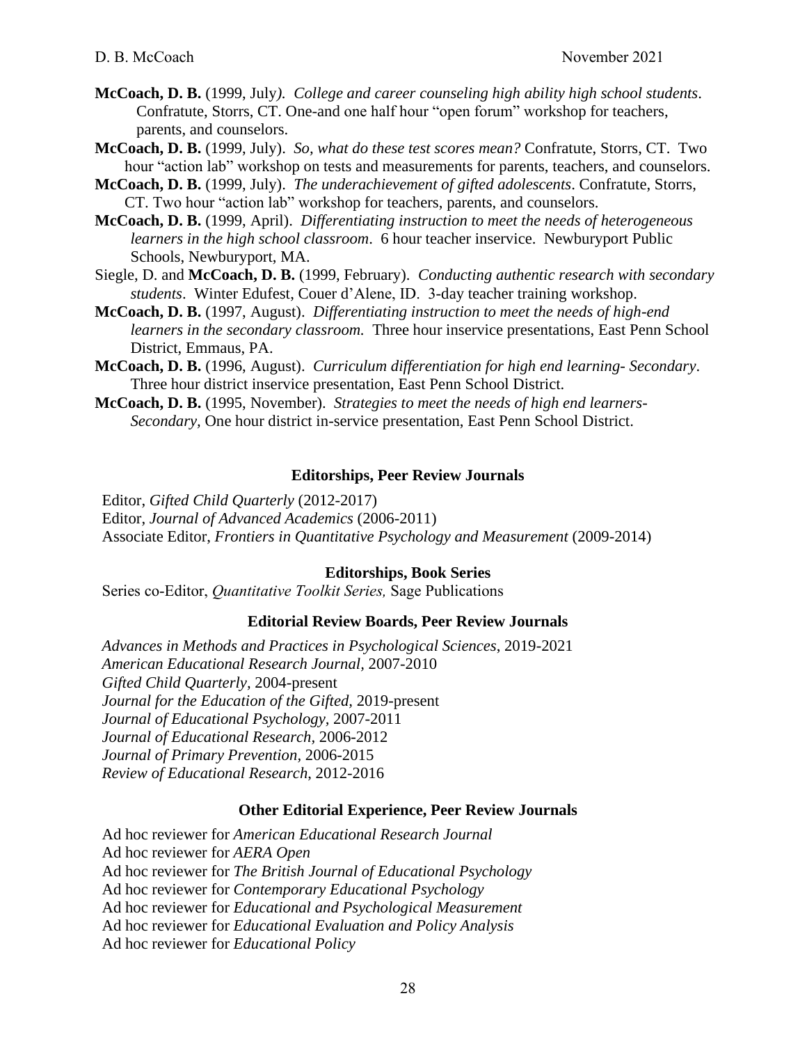**McCoach, D. B.** (1999, July). *College and career counseling high ability high school students*. Confratute, Storrs, CT. One-and one half hour "open forum" workshop for teachers, parents, and counselors.

**McCoach, D. B.** (1999, July). *So, what do these test scores mean?* Confratute, Storrs, CT. Two hour "action lab" workshop on tests and measurements for parents, teachers, and counselors.

**McCoach, D. B.** (1999, July). *The underachievement of gifted adolescents*. Confratute, Storrs, CT. Two hour "action lab" workshop for teachers, parents, and counselors.

**McCoach, D. B.** (1999, April). *Differentiating instruction to meet the needs of heterogeneous learners in the high school classroom*. 6 hour teacher inservice. Newburyport Public Schools, Newburyport, MA.

Siegle, D. and **McCoach, D. B.** (1999, February). *Conducting authentic research with secondary students*. Winter Edufest, Couer d'Alene, ID. 3-day teacher training workshop.

**McCoach, D. B.** (1997, August). *Differentiating instruction to meet the needs of high-end learners in the secondary classroom.* Three hour inservice presentations, East Penn School District, Emmaus, PA.

**McCoach, D. B.** (1996, August). *Curriculum differentiation for high end learning- Secondary*. Three hour district inservice presentation, East Penn School District.

**McCoach, D. B.** (1995, November). *Strategies to meet the needs of high end learners-Secondary,* One hour district in-service presentation, East Penn School District.

## Editorships, Peer Review Journals

Editor, *Gifted Child Quarterly* (2012-2017)
Editor, *Journal of Advanced Academics* (2006-2011)
Associate Editor, *Frontiers in Quantitative Psychology and Measurement* (2009-2014)

## Editorships, Book Series

Series co-Editor, *Quantitative Toolkit Series,* Sage Publications

## Editorial Review Boards, Peer Review Journals

*Advances in Methods and Practices in Psychological Sciences*, 2019-2021
*American Educational Research Journal*, 2007-2010
*Gifted Child Quarterly*, 2004-present
*Journal for the Education of the Gifted*, 2019-present
*Journal of Educational Psychology,* 2007-2011
*Journal of Educational Research,* 2006-2012
*Journal of Primary Prevention*, 2006-2015
*Review of Educational Research*, 2012-2016

## Other Editorial Experience, Peer Review Journals

Ad hoc reviewer for *American Educational Research Journal*
Ad hoc reviewer for *AERA Open*
Ad hoc reviewer for *The British Journal of Educational Psychology*
Ad hoc reviewer for *Contemporary Educational Psychology*
Ad hoc reviewer for *Educational and Psychological Measurement*
Ad hoc reviewer for *Educational Evaluation and Policy Analysis*
Ad hoc reviewer for *Educational Policy*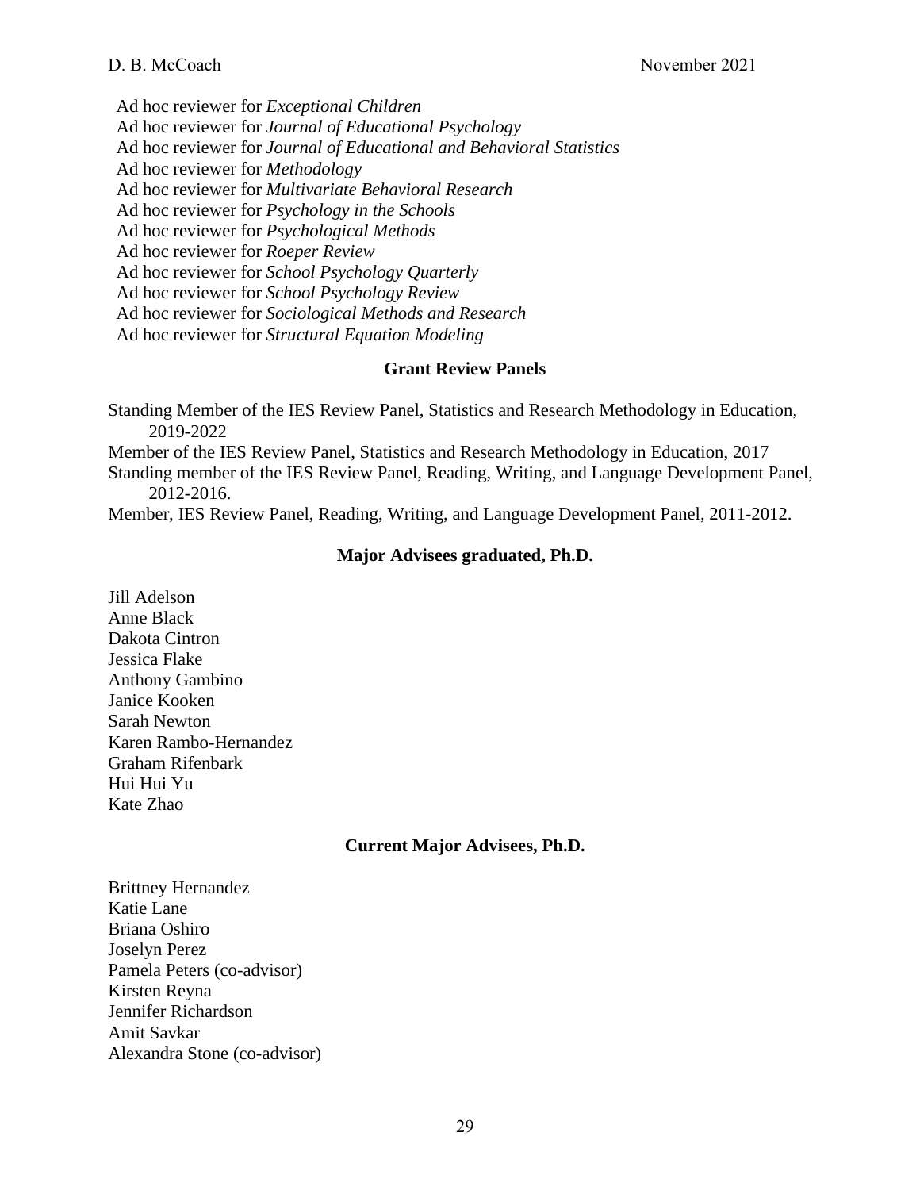Ad hoc reviewer for *Exceptional Children*
Ad hoc reviewer for *Journal of Educational Psychology*
Ad hoc reviewer for *Journal of Educational and Behavioral Statistics*
Ad hoc reviewer for *Methodology*
Ad hoc reviewer for *Multivariate Behavioral Research*
Ad hoc reviewer for *Psychology in the Schools*
Ad hoc reviewer for *Psychological Methods*
Ad hoc reviewer for *Roeper Review*
Ad hoc reviewer for *School Psychology Quarterly*
Ad hoc reviewer for *School Psychology Review*
Ad hoc reviewer for *Sociological Methods and Research*
Ad hoc reviewer for *Structural Equation Modeling*

**Grant Review Panels**

Standing Member of the IES Review Panel, Statistics and Research Methodology in Education, 2019-2022
Member of the IES Review Panel, Statistics and Research Methodology in Education, 2017
Standing member of the IES Review Panel, Reading, Writing, and Language Development Panel, 2012-2016.
Member, IES Review Panel, Reading, Writing, and Language Development Panel, 2011-2012.

**Major Advisees graduated, Ph.D.**

Jill Adelson
Anne Black
Dakota Cintron
Jessica Flake
Anthony Gambino
Janice Kooken
Sarah Newton
Karen Rambo-Hernandez
Graham Rifenbark
Hui Hui Yu
Kate Zhao

**Current Major Advisees, Ph.D.**

Brittney Hernandez
Katie Lane
Briana Oshiro
Joselyn Perez
Pamela Peters (co-advisor)
Kirsten Reyna
Jennifer Richardson
Amit Savkar
Alexandra Stone (co-advisor)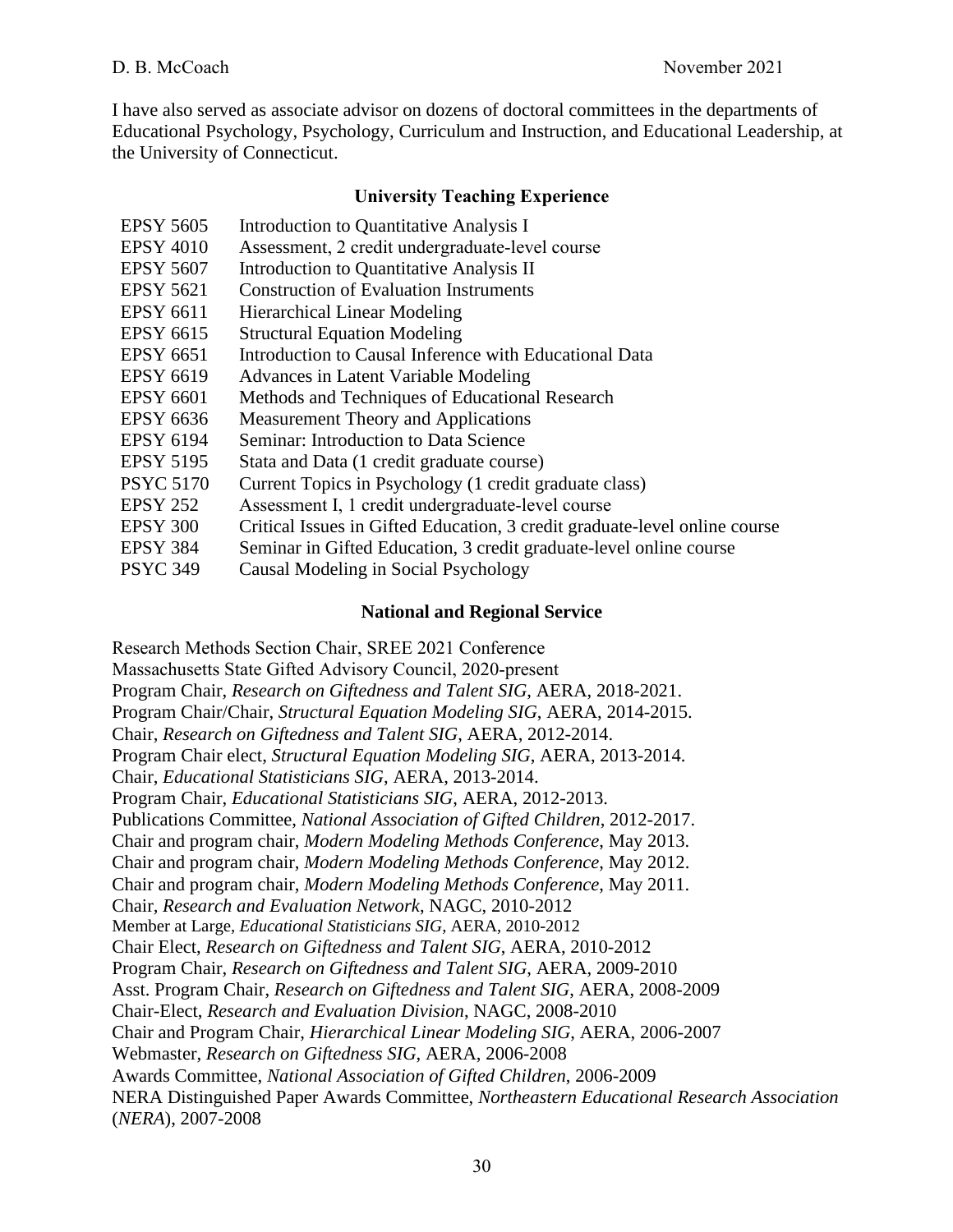I have also served as associate advisor on dozens of doctoral committees in the departments of Educational Psychology, Psychology, Curriculum and Instruction, and Educational Leadership, at the University of Connecticut.

## University Teaching Experience

| | |
|---|---|
| EPSY 5605 | Introduction to Quantitative Analysis I |
| EPSY 4010 | Assessment, 2 credit undergraduate-level course |
| EPSY 5607 | Introduction to Quantitative Analysis II |
| EPSY 5621 | Construction of Evaluation Instruments |
| EPSY 6611 | Hierarchical Linear Modeling |
| EPSY 6615 | Structural Equation Modeling |
| EPSY 6651 | Introduction to Causal Inference with Educational Data |
| EPSY 6619 | Advances in Latent Variable Modeling |
| EPSY 6601 | Methods and Techniques of Educational Research |
| EPSY 6636 | Measurement Theory and Applications |
| EPSY 6194 | Seminar: Introduction to Data Science |
| EPSY 5195 | Stata and Data (1 credit graduate course) |
| PSYC 5170 | Current Topics in Psychology (1 credit graduate class) |
| EPSY 252 | Assessment I, 1 credit undergraduate-level course |
| EPSY 300 | Critical Issues in Gifted Education, 3 credit graduate-level online course |
| EPSY 384 | Seminar in Gifted Education, 3 credit graduate-level online course |
| PSYC 349 | Causal Modeling in Social Psychology |

## National and Regional Service

Research Methods Section Chair, SREE 2021 Conference  
Massachusetts State Gifted Advisory Council, 2020-present  
Program Chair, *Research on Giftedness and Talent SIG*, AERA, 2018-2021.  
Program Chair/Chair, *Structural Equation Modeling SIG*, AERA, 2014-2015.  
Chair, *Research on Giftedness and Talent SIG*, AERA, 2012-2014.  
Program Chair elect, *Structural Equation Modeling SIG*, AERA, 2013-2014.  
Chair, *Educational Statisticians SIG*, AERA, 2013-2014.  
Program Chair, *Educational Statisticians SIG*, AERA, 2012-2013.  
Publications Committee, *National Association of Gifted Children*, 2012-2017.  
Chair and program chair, *Modern Modeling Methods Conference*, May 2013.  
Chair and program chair, *Modern Modeling Methods Conference*, May 2012.  
Chair and program chair, *Modern Modeling Methods Conference*, May 2011.  
Chair, *Research and Evaluation Network*, NAGC, 2010-2012  
Member at Large, *Educational Statisticians SIG*, AERA, 2010-2012  
Chair Elect, *Research on Giftedness and Talent SIG*, AERA, 2010-2012  
Program Chair, *Research on Giftedness and Talent SIG*, AERA, 2009-2010  
Asst. Program Chair, *Research on Giftedness and Talent SIG*, AERA, 2008-2009  
Chair-Elect, *Research and Evaluation Division*, NAGC, 2008-2010  
Chair and Program Chair, *Hierarchical Linear Modeling SIG*, AERA, 2006-2007  
Webmaster, *Research on Giftedness SIG*, AERA, 2006-2008  
Awards Committee, *National Association of Gifted Children*, 2006-2009  
NERA Distinguished Paper Awards Committee, *Northeastern Educational Research Association* (*NERA*), 2007-2008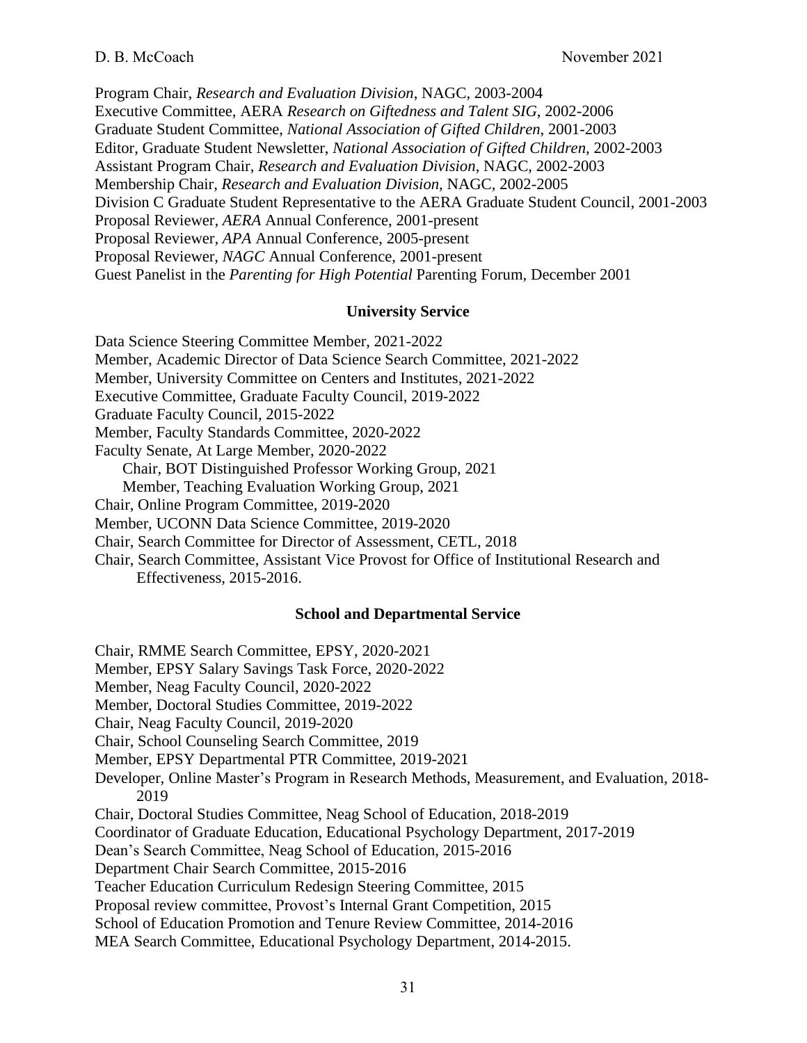Program Chair, *Research and Evaluation Division*, NAGC, 2003-2004
Executive Committee, AERA *Research on Giftedness and Talent SIG*, 2002-2006
Graduate Student Committee, *National Association of Gifted Children*, 2001-2003
Editor, Graduate Student Newsletter, *National Association of Gifted Children*, 2002-2003
Assistant Program Chair, *Research and Evaluation Division*, NAGC, 2002-2003
Membership Chair, *Research and Evaluation Division*, NAGC, 2002-2005
Division C Graduate Student Representative to the AERA Graduate Student Council, 2001-2003
Proposal Reviewer, *AERA* Annual Conference, 2001-present
Proposal Reviewer, *APA* Annual Conference, 2005-present
Proposal Reviewer, *NAGC* Annual Conference, 2001-present
Guest Panelist in the *Parenting for High Potential* Parenting Forum, December 2001

### University Service

Data Science Steering Committee Member, 2021-2022
Member, Academic Director of Data Science Search Committee, 2021-2022
Member, University Committee on Centers and Institutes, 2021-2022
Executive Committee, Graduate Faculty Council, 2019-2022
Graduate Faculty Council, 2015-2022
Member, Faculty Standards Committee, 2020-2022
Faculty Senate, At Large Member, 2020-2022
    Chair, BOT Distinguished Professor Working Group, 2021
    Member, Teaching Evaluation Working Group, 2021
Chair, Online Program Committee, 2019-2020
Member, UCONN Data Science Committee, 2019-2020
Chair, Search Committee for Director of Assessment, CETL, 2018
Chair, Search Committee, Assistant Vice Provost for Office of Institutional Research and Effectiveness, 2015-2016.

### School and Departmental Service

Chair, RMME Search Committee, EPSY, 2020-2021
Member, EPSY Salary Savings Task Force, 2020-2022
Member, Neag Faculty Council, 2020-2022
Member, Doctoral Studies Committee, 2019-2022
Chair, Neag Faculty Council, 2019-2020
Chair, School Counseling Search Committee, 2019
Member, EPSY Departmental PTR Committee, 2019-2021
Developer, Online Master's Program in Research Methods, Measurement, and Evaluation, 2018-2019
Chair, Doctoral Studies Committee, Neag School of Education, 2018-2019
Coordinator of Graduate Education, Educational Psychology Department, 2017-2019
Dean's Search Committee, Neag School of Education, 2015-2016
Department Chair Search Committee, 2015-2016
Teacher Education Curriculum Redesign Steering Committee, 2015
Proposal review committee, Provost's Internal Grant Competition, 2015
School of Education Promotion and Tenure Review Committee, 2014-2016
MEA Search Committee, Educational Psychology Department, 2014-2015.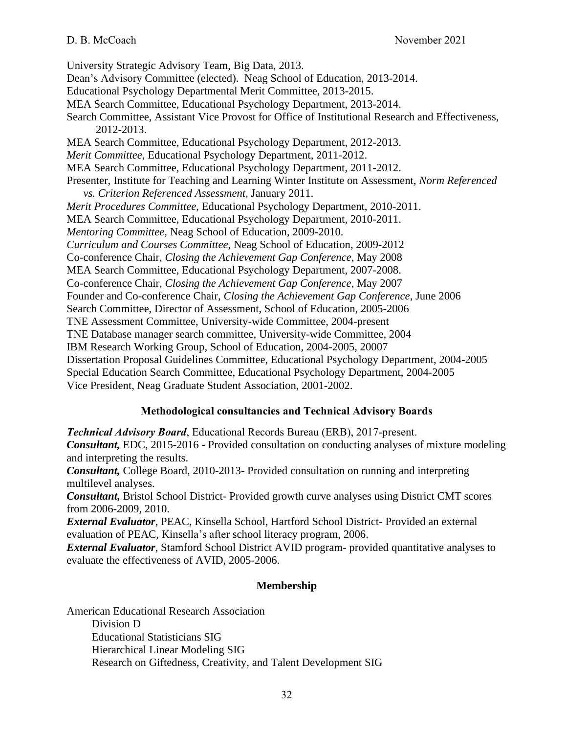University Strategic Advisory Team, Big Data, 2013.
Dean's Advisory Committee (elected). Neag School of Education, 2013-2014.
Educational Psychology Departmental Merit Committee, 2013-2015.
MEA Search Committee, Educational Psychology Department, 2013-2014.
Search Committee, Assistant Vice Provost for Office of Institutional Research and Effectiveness, 2012-2013.
MEA Search Committee, Educational Psychology Department, 2012-2013.
*Merit Committee*, Educational Psychology Department, 2011-2012.
MEA Search Committee, Educational Psychology Department, 2011-2012.
Presenter, Institute for Teaching and Learning Winter Institute on Assessment, *Norm Referenced vs. Criterion Referenced Assessment*, January 2011.
*Merit Procedures Committee*, Educational Psychology Department, 2010-2011.
MEA Search Committee, Educational Psychology Department, 2010-2011.
*Mentoring Committee*, Neag School of Education, 2009-2010.
*Curriculum and Courses Committee*, Neag School of Education, 2009-2012
Co-conference Chair, *Closing the Achievement Gap Conference*, May 2008
MEA Search Committee, Educational Psychology Department, 2007-2008.
Co-conference Chair, *Closing the Achievement Gap Conference*, May 2007
Founder and Co-conference Chair, *Closing the Achievement Gap Conference*, June 2006
Search Committee, Director of Assessment, School of Education, 2005-2006
TNE Assessment Committee, University-wide Committee, 2004-present
TNE Database manager search committee, University-wide Committee, 2004
IBM Research Working Group, School of Education, 2004-2005, 20007
Dissertation Proposal Guidelines Committee, Educational Psychology Department, 2004-2005
Special Education Search Committee, Educational Psychology Department, 2004-2005
Vice President, Neag Graduate Student Association, 2001-2002.

## Methodological consultancies and Technical Advisory Boards

***Technical Advisory Board***, Educational Records Bureau (ERB), 2017-present.
***Consultant,*** EDC, 2015-2016 - Provided consultation on conducting analyses of mixture modeling and interpreting the results.
***Consultant,*** College Board, 2010-2013- Provided consultation on running and interpreting multilevel analyses.
***Consultant,*** Bristol School District- Provided growth curve analyses using District CMT scores from 2006-2009, 2010.
***External Evaluator***, PEAC, Kinsella School, Hartford School District- Provided an external evaluation of PEAC, Kinsella's after school literacy program, 2006.
***External Evaluator***, Stamford School District AVID program- provided quantitative analyses to evaluate the effectiveness of AVID, 2005-2006.

## Membership

American Educational Research Association
- Division D
- Educational Statisticians SIG
- Hierarchical Linear Modeling SIG
- Research on Giftedness, Creativity, and Talent Development SIG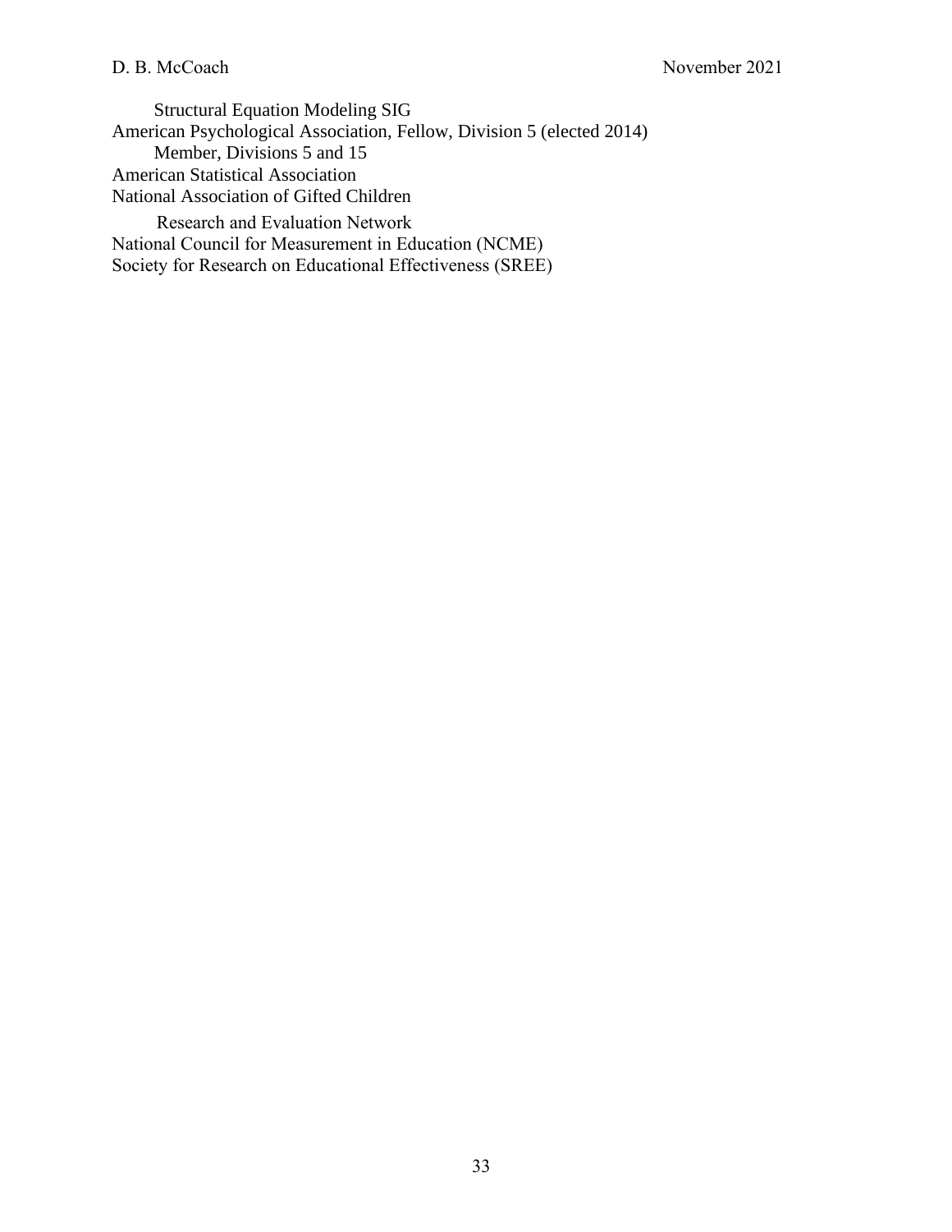Structural Equation Modeling SIG

American Psychological Association, Fellow, Division 5 (elected 2014)

Member, Divisions 5 and 15

American Statistical Association

National Association of Gifted Children

Research and Evaluation Network

National Council for Measurement in Education (NCME)

Society for Research on Educational Effectiveness (SREE)